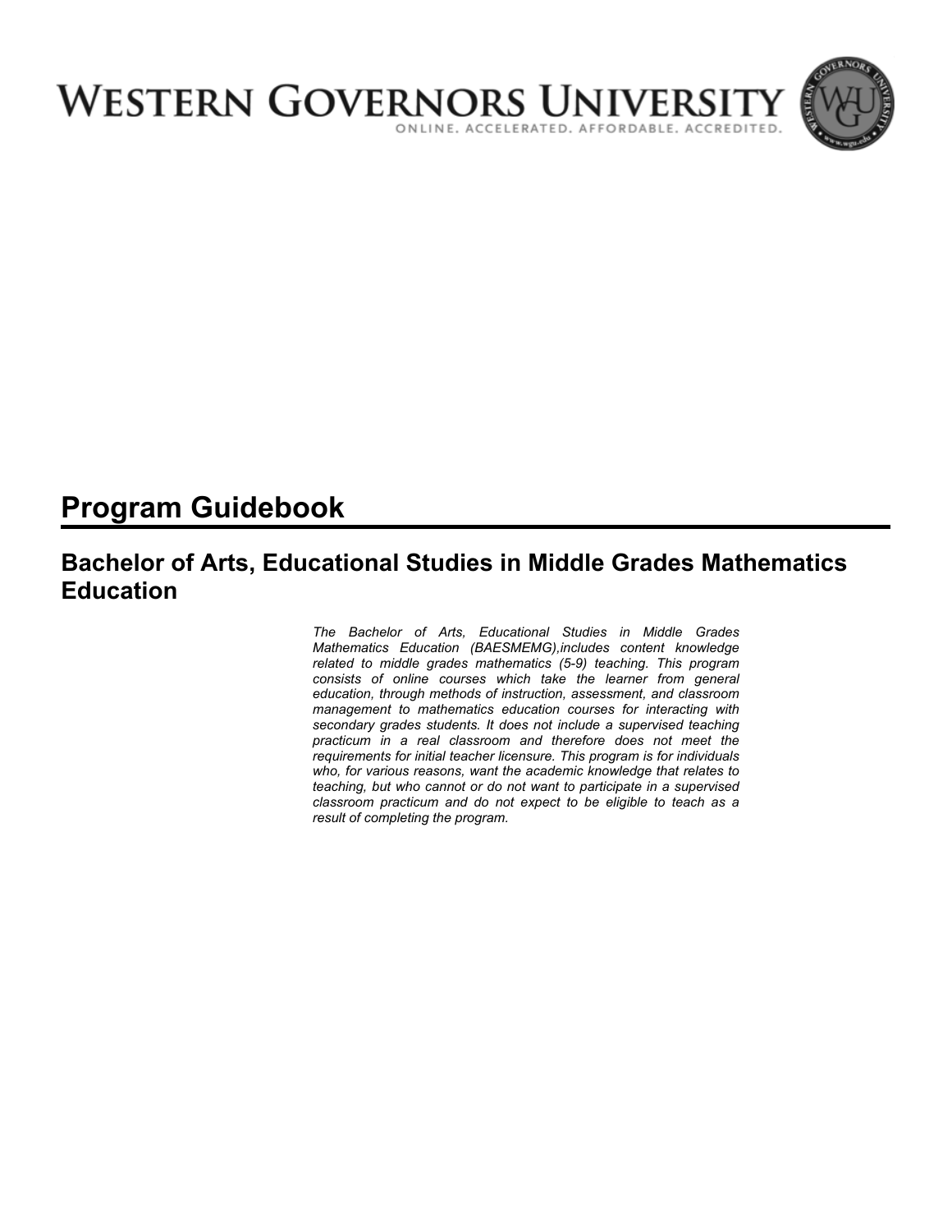# Western Governors University

ONLINE. ACCELERATED. AFFORDABLE. ACCREDITED.

## Program Guidebook

### Bachelor of Arts, Educational Studies in Middle Grades Mathematics Education

*The Bachelor of Arts, Educational Studies in Middle Grades Mathematics Education (BAESMEMG),includes content knowledge related to middle grades mathematics (5-9) teaching. This program consists of online courses which take the learner from general education, through methods of instruction, assessment, and classroom management to mathematics education courses for interacting with secondary grades students. It does not include a supervised teaching practicum in a real classroom and therefore does not meet the requirements for initial teacher licensure. This program is for individuals who, for various reasons, want the academic knowledge that relates to teaching, but who cannot or do not want to participate in a supervised classroom practicum and do not expect to be eligible to teach as a result of completing the program.*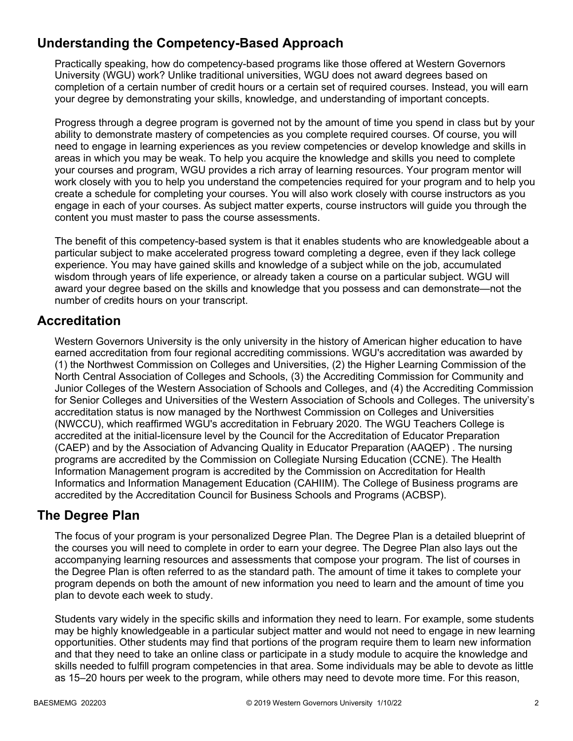## Understanding the Competency-Based Approach

Practically speaking, how do competency-based programs like those offered at Western Governors University (WGU) work? Unlike traditional universities, WGU does not award degrees based on completion of a certain number of credit hours or a certain set of required courses. Instead, you will earn your degree by demonstrating your skills, knowledge, and understanding of important concepts.

Progress through a degree program is governed not by the amount of time you spend in class but by your ability to demonstrate mastery of competencies as you complete required courses. Of course, you will need to engage in learning experiences as you review competencies or develop knowledge and skills in areas in which you may be weak. To help you acquire the knowledge and skills you need to complete your courses and program, WGU provides a rich array of learning resources. Your program mentor will work closely with you to help you understand the competencies required for your program and to help you create a schedule for completing your courses. You will also work closely with course instructors as you engage in each of your courses. As subject matter experts, course instructors will guide you through the content you must master to pass the course assessments.

The benefit of this competency-based system is that it enables students who are knowledgeable about a particular subject to make accelerated progress toward completing a degree, even if they lack college experience. You may have gained skills and knowledge of a subject while on the job, accumulated wisdom through years of life experience, or already taken a course on a particular subject. WGU will award your degree based on the skills and knowledge that you possess and can demonstrate—not the number of credits hours on your transcript.

## Accreditation

Western Governors University is the only university in the history of American higher education to have earned accreditation from four regional accrediting commissions. WGU's accreditation was awarded by (1) the Northwest Commission on Colleges and Universities, (2) the Higher Learning Commission of the North Central Association of Colleges and Schools, (3) the Accrediting Commission for Community and Junior Colleges of the Western Association of Schools and Colleges, and (4) the Accrediting Commission for Senior Colleges and Universities of the Western Association of Schools and Colleges. The university's accreditation status is now managed by the Northwest Commission on Colleges and Universities (NWCCU), which reaffirmed WGU's accreditation in February 2020. The WGU Teachers College is accredited at the initial-licensure level by the Council for the Accreditation of Educator Preparation (CAEP) and by the Association of Advancing Quality in Educator Preparation (AAQEP) . The nursing programs are accredited by the Commission on Collegiate Nursing Education (CCNE). The Health Information Management program is accredited by the Commission on Accreditation for Health Informatics and Information Management Education (CAHIIM). The College of Business programs are accredited by the Accreditation Council for Business Schools and Programs (ACBSP).

## The Degree Plan

The focus of your program is your personalized Degree Plan. The Degree Plan is a detailed blueprint of the courses you will need to complete in order to earn your degree. The Degree Plan also lays out the accompanying learning resources and assessments that compose your program. The list of courses in the Degree Plan is often referred to as the standard path. The amount of time it takes to complete your program depends on both the amount of new information you need to learn and the amount of time you plan to devote each week to study.

Students vary widely in the specific skills and information they need to learn. For example, some students may be highly knowledgeable in a particular subject matter and would not need to engage in new learning opportunities. Other students may find that portions of the program require them to learn new information and that they need to take an online class or participate in a study module to acquire the knowledge and skills needed to fulfill program competencies in that area. Some individuals may be able to devote as little as 15–20 hours per week to the program, while others may need to devote more time. For this reason,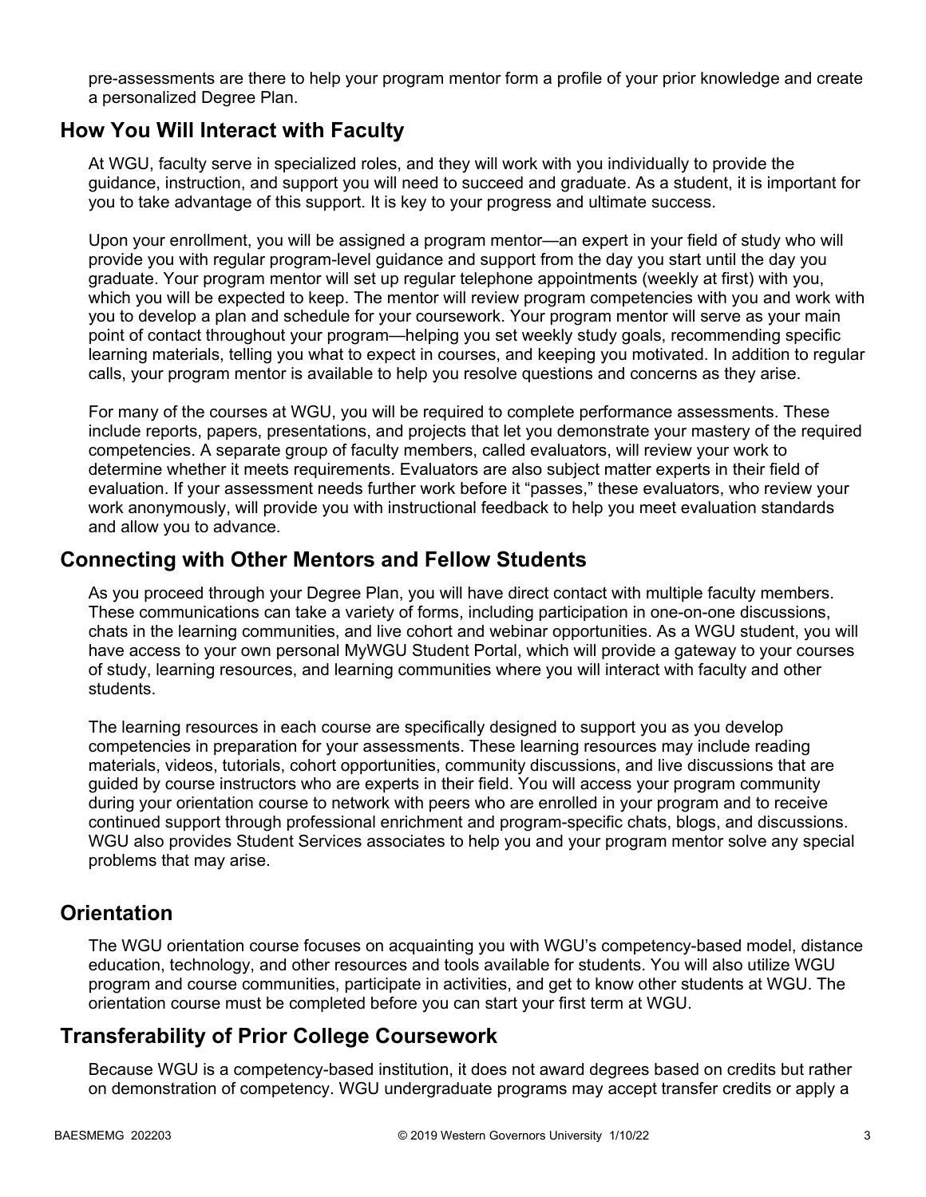pre-assessments are there to help your program mentor form a profile of your prior knowledge and create a personalized Degree Plan.

## How You Will Interact with Faculty

At WGU, faculty serve in specialized roles, and they will work with you individually to provide the guidance, instruction, and support you will need to succeed and graduate. As a student, it is important for you to take advantage of this support. It is key to your progress and ultimate success.

Upon your enrollment, you will be assigned a program mentor—an expert in your field of study who will provide you with regular program-level guidance and support from the day you start until the day you graduate. Your program mentor will set up regular telephone appointments (weekly at first) with you, which you will be expected to keep. The mentor will review program competencies with you and work with you to develop a plan and schedule for your coursework. Your program mentor will serve as your main point of contact throughout your program—helping you set weekly study goals, recommending specific learning materials, telling you what to expect in courses, and keeping you motivated. In addition to regular calls, your program mentor is available to help you resolve questions and concerns as they arise.

For many of the courses at WGU, you will be required to complete performance assessments. These include reports, papers, presentations, and projects that let you demonstrate your mastery of the required competencies. A separate group of faculty members, called evaluators, will review your work to determine whether it meets requirements. Evaluators are also subject matter experts in their field of evaluation. If your assessment needs further work before it "passes," these evaluators, who review your work anonymously, will provide you with instructional feedback to help you meet evaluation standards and allow you to advance.

## Connecting with Other Mentors and Fellow Students

As you proceed through your Degree Plan, you will have direct contact with multiple faculty members. These communications can take a variety of forms, including participation in one-on-one discussions, chats in the learning communities, and live cohort and webinar opportunities. As a WGU student, you will have access to your own personal MyWGU Student Portal, which will provide a gateway to your courses of study, learning resources, and learning communities where you will interact with faculty and other students.

The learning resources in each course are specifically designed to support you as you develop competencies in preparation for your assessments. These learning resources may include reading materials, videos, tutorials, cohort opportunities, community discussions, and live discussions that are guided by course instructors who are experts in their field. You will access your program community during your orientation course to network with peers who are enrolled in your program and to receive continued support through professional enrichment and program-specific chats, blogs, and discussions. WGU also provides Student Services associates to help you and your program mentor solve any special problems that may arise.

## Orientation

The WGU orientation course focuses on acquainting you with WGU's competency-based model, distance education, technology, and other resources and tools available for students. You will also utilize WGU program and course communities, participate in activities, and get to know other students at WGU. The orientation course must be completed before you can start your first term at WGU.

## Transferability of Prior College Coursework

Because WGU is a competency-based institution, it does not award degrees based on credits but rather on demonstration of competency. WGU undergraduate programs may accept transfer credits or apply a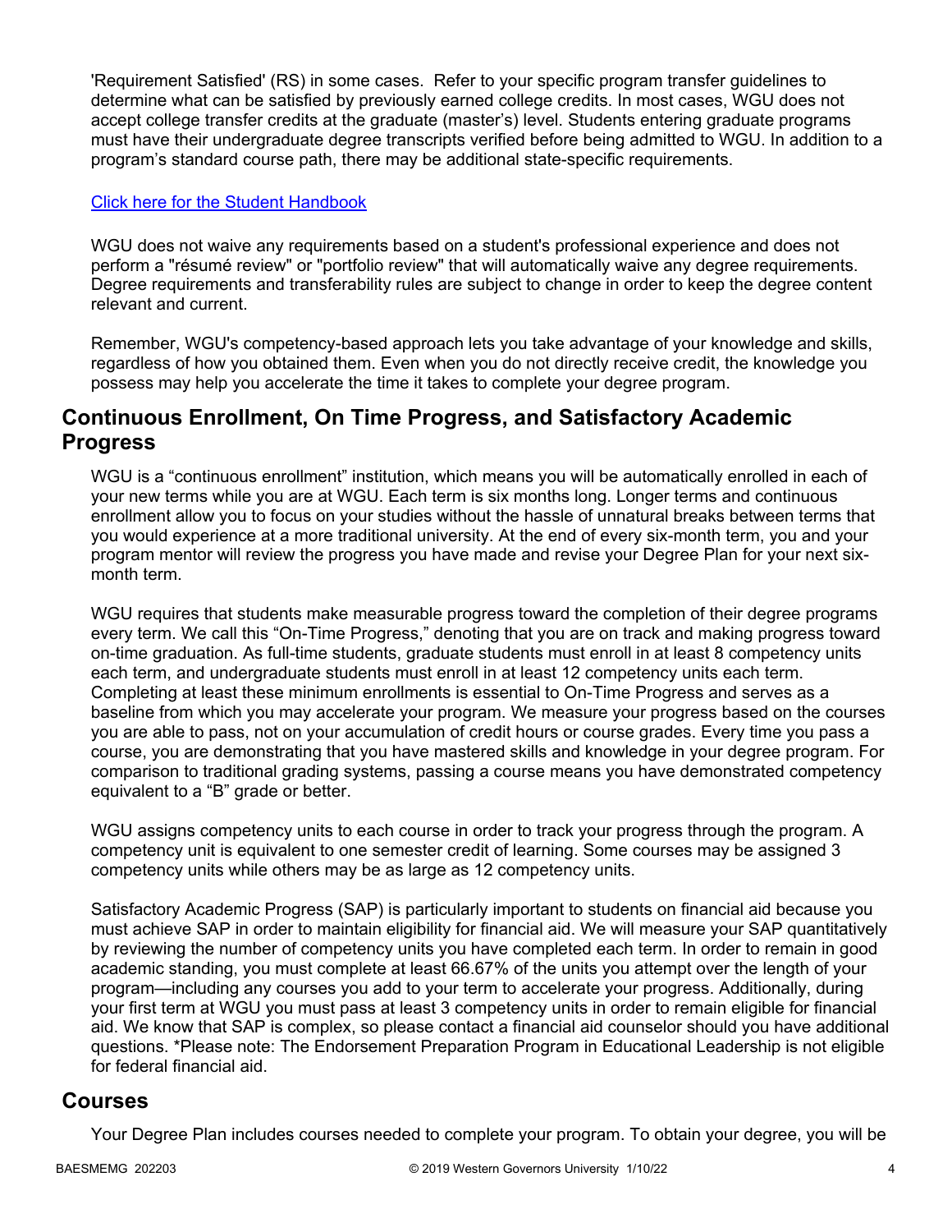'Requirement Satisfied' (RS) in some cases. Refer to your specific program transfer guidelines to determine what can be satisfied by previously earned college credits. In most cases, WGU does not accept college transfer credits at the graduate (master's) level. Students entering graduate programs must have their undergraduate degree transcripts verified before being admitted to WGU. In addition to a program's standard course path, there may be additional state-specific requirements.

Click here for the Student Handbook

WGU does not waive any requirements based on a student's professional experience and does not perform a "résumé review" or "portfolio review" that will automatically waive any degree requirements. Degree requirements and transferability rules are subject to change in order to keep the degree content relevant and current.

Remember, WGU's competency-based approach lets you take advantage of your knowledge and skills, regardless of how you obtained them. Even when you do not directly receive credit, the knowledge you possess may help you accelerate the time it takes to complete your degree program.

## Continuous Enrollment, On Time Progress, and Satisfactory Academic Progress

WGU is a "continuous enrollment" institution, which means you will be automatically enrolled in each of your new terms while you are at WGU. Each term is six months long. Longer terms and continuous enrollment allow you to focus on your studies without the hassle of unnatural breaks between terms that you would experience at a more traditional university. At the end of every six-month term, you and your program mentor will review the progress you have made and revise your Degree Plan for your next six-month term.

WGU requires that students make measurable progress toward the completion of their degree programs every term. We call this "On-Time Progress," denoting that you are on track and making progress toward on-time graduation. As full-time students, graduate students must enroll in at least 8 competency units each term, and undergraduate students must enroll in at least 12 competency units each term. Completing at least these minimum enrollments is essential to On-Time Progress and serves as a baseline from which you may accelerate your program. We measure your progress based on the courses you are able to pass, not on your accumulation of credit hours or course grades. Every time you pass a course, you are demonstrating that you have mastered skills and knowledge in your degree program. For comparison to traditional grading systems, passing a course means you have demonstrated competency equivalent to a "B" grade or better.

WGU assigns competency units to each course in order to track your progress through the program. A competency unit is equivalent to one semester credit of learning. Some courses may be assigned 3 competency units while others may be as large as 12 competency units.

Satisfactory Academic Progress (SAP) is particularly important to students on financial aid because you must achieve SAP in order to maintain eligibility for financial aid. We will measure your SAP quantitatively by reviewing the number of competency units you have completed each term. In order to remain in good academic standing, you must complete at least 66.67% of the units you attempt over the length of your program—including any courses you add to your term to accelerate your progress. Additionally, during your first term at WGU you must pass at least 3 competency units in order to remain eligible for financial aid. We know that SAP is complex, so please contact a financial aid counselor should you have additional questions. *Please note: The Endorsement Preparation Program in Educational Leadership is not eligible for federal financial aid.

## Courses

Your Degree Plan includes courses needed to complete your program. To obtain your degree, you will be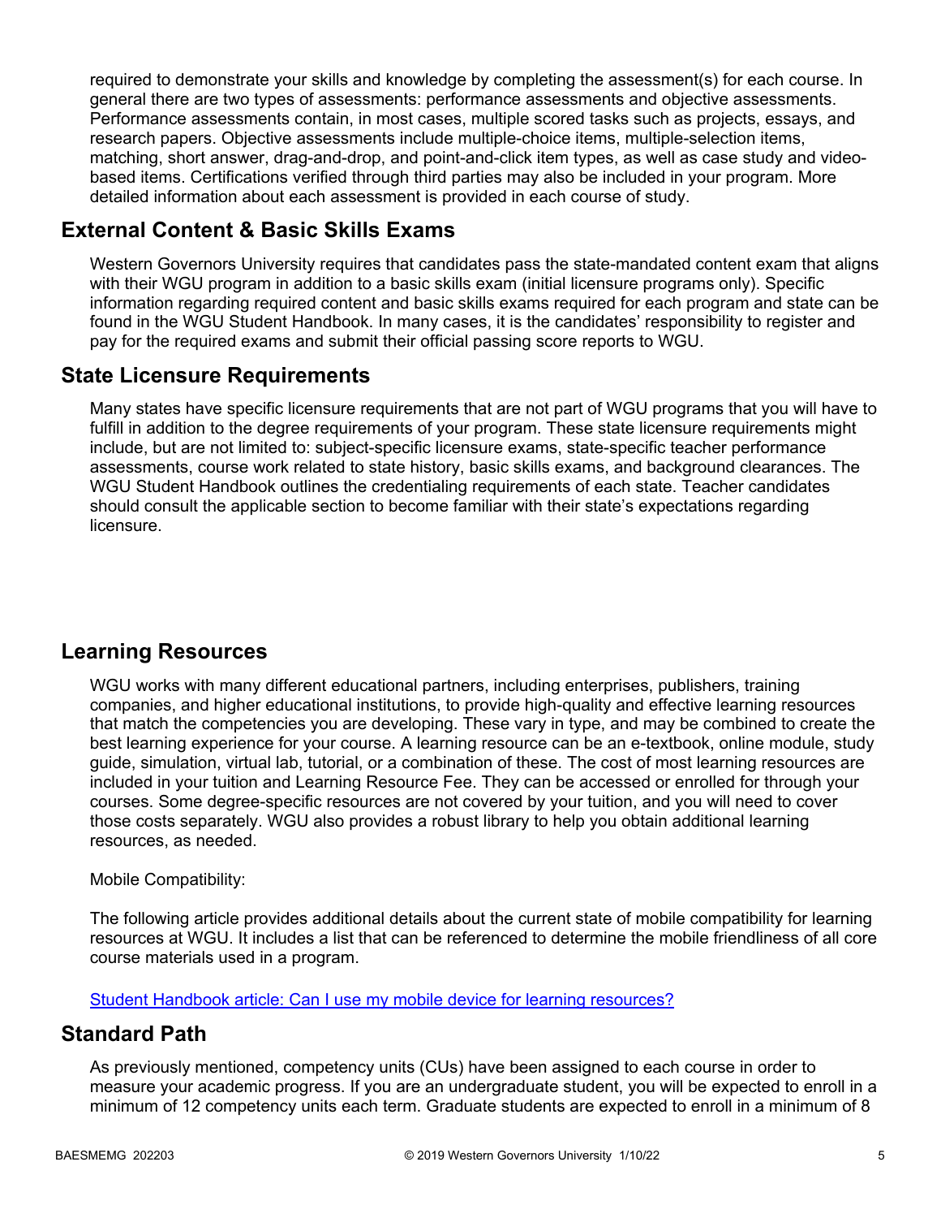required to demonstrate your skills and knowledge by completing the assessment(s) for each course. In general there are two types of assessments: performance assessments and objective assessments. Performance assessments contain, in most cases, multiple scored tasks such as projects, essays, and research papers. Objective assessments include multiple-choice items, multiple-selection items, matching, short answer, drag-and-drop, and point-and-click item types, as well as case study and video-based items. Certifications verified through third parties may also be included in your program. More detailed information about each assessment is provided in each course of study.

## External Content & Basic Skills Exams

Western Governors University requires that candidates pass the state-mandated content exam that aligns with their WGU program in addition to a basic skills exam (initial licensure programs only). Specific information regarding required content and basic skills exams required for each program and state can be found in the WGU Student Handbook. In many cases, it is the candidates' responsibility to register and pay for the required exams and submit their official passing score reports to WGU.

## State Licensure Requirements

Many states have specific licensure requirements that are not part of WGU programs that you will have to fulfill in addition to the degree requirements of your program. These state licensure requirements might include, but are not limited to: subject-specific licensure exams, state-specific teacher performance assessments, course work related to state history, basic skills exams, and background clearances. The WGU Student Handbook outlines the credentialing requirements of each state. Teacher candidates should consult the applicable section to become familiar with their state's expectations regarding licensure.

## Learning Resources

WGU works with many different educational partners, including enterprises, publishers, training companies, and higher educational institutions, to provide high-quality and effective learning resources that match the competencies you are developing. These vary in type, and may be combined to create the best learning experience for your course. A learning resource can be an e-textbook, online module, study guide, simulation, virtual lab, tutorial, or a combination of these. The cost of most learning resources are included in your tuition and Learning Resource Fee. They can be accessed or enrolled for through your courses. Some degree-specific resources are not covered by your tuition, and you will need to cover those costs separately. WGU also provides a robust library to help you obtain additional learning resources, as needed.

Mobile Compatibility:

The following article provides additional details about the current state of mobile compatibility for learning resources at WGU. It includes a list that can be referenced to determine the mobile friendliness of all core course materials used in a program.

[Student Handbook article: Can I use my mobile device for learning resources?]

## Standard Path

As previously mentioned, competency units (CUs) have been assigned to each course in order to measure your academic progress. If you are an undergraduate student, you will be expected to enroll in a minimum of 12 competency units each term. Graduate students are expected to enroll in a minimum of 8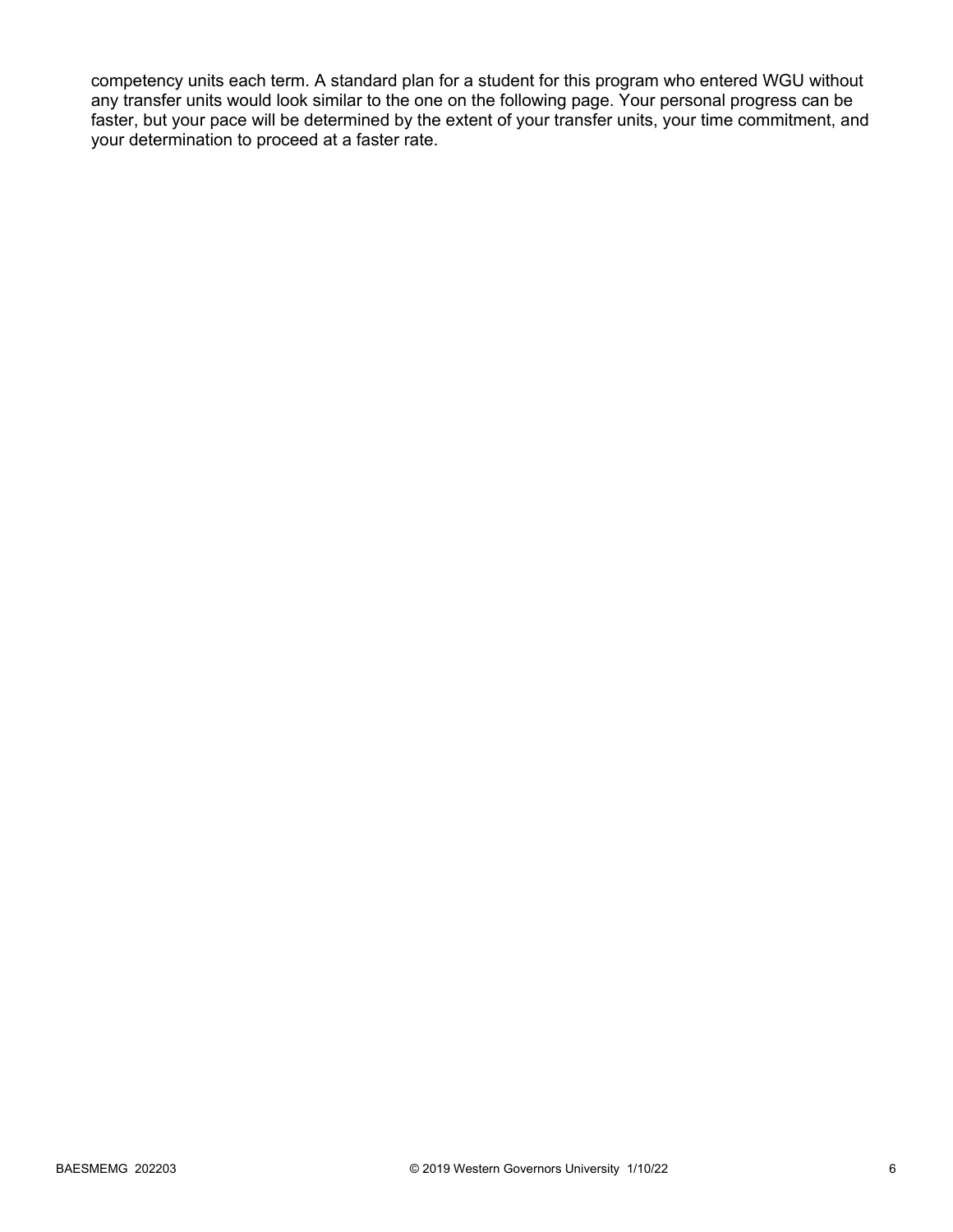competency units each term. A standard plan for a student for this program who entered WGU without any transfer units would look similar to the one on the following page. Your personal progress can be faster, but your pace will be determined by the extent of your transfer units, your time commitment, and your determination to proceed at a faster rate.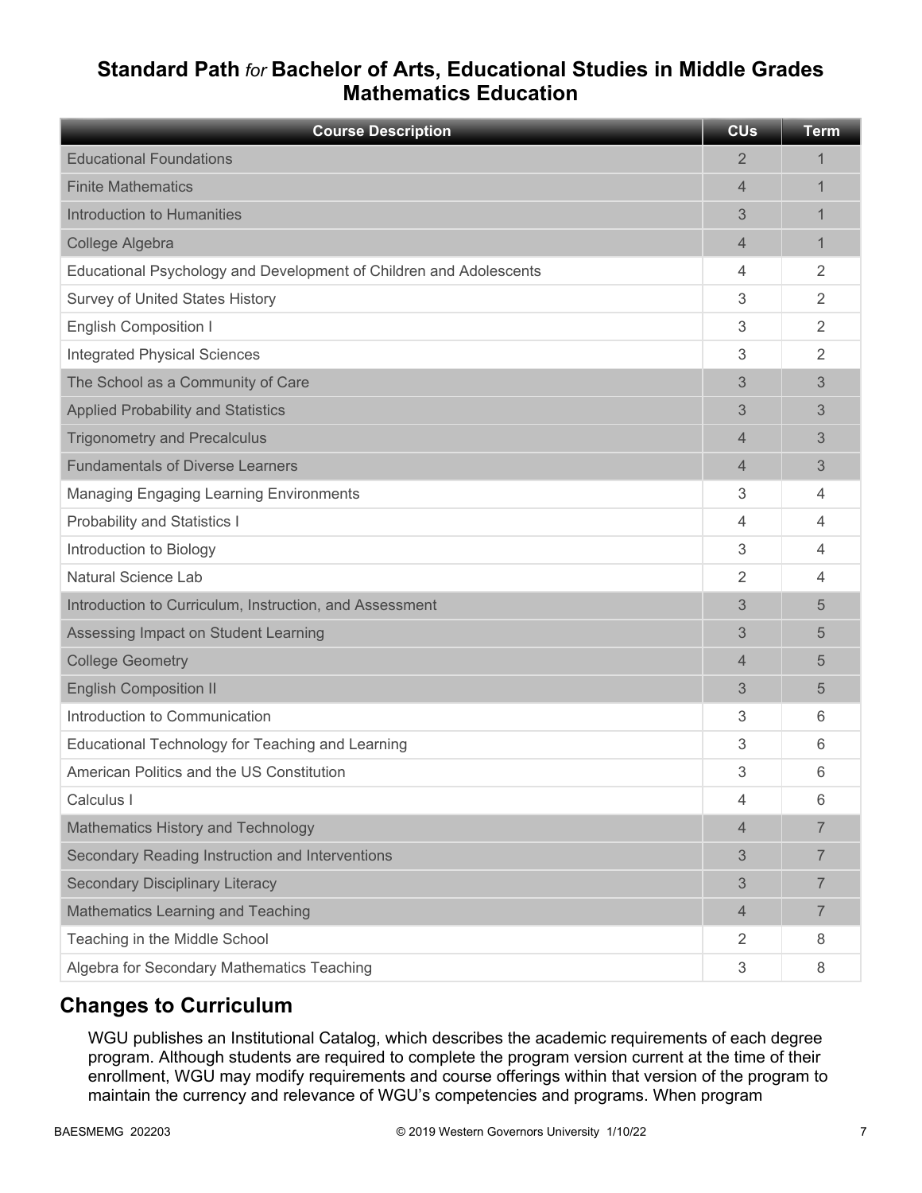## Standard Path *for* Bachelor of Arts, Educational Studies in Middle Grades Mathematics Education

| Course Description | CUs | Term |
|---|---|---|
| Educational Foundations | 2 | 1 |
| Finite Mathematics | 4 | 1 |
| Introduction to Humanities | 3 | 1 |
| College Algebra | 4 | 1 |
| Educational Psychology and Development of Children and Adolescents | 4 | 2 |
| Survey of United States History | 3 | 2 |
| English Composition I | 3 | 2 |
| Integrated Physical Sciences | 3 | 2 |
| The School as a Community of Care | 3 | 3 |
| Applied Probability and Statistics | 3 | 3 |
| Trigonometry and Precalculus | 4 | 3 |
| Fundamentals of Diverse Learners | 4 | 3 |
| Managing Engaging Learning Environments | 3 | 4 |
| Probability and Statistics I | 4 | 4 |
| Introduction to Biology | 3 | 4 |
| Natural Science Lab | 2 | 4 |
| Introduction to Curriculum, Instruction, and Assessment | 3 | 5 |
| Assessing Impact on Student Learning | 3 | 5 |
| College Geometry | 4 | 5 |
| English Composition II | 3 | 5 |
| Introduction to Communication | 3 | 6 |
| Educational Technology for Teaching and Learning | 3 | 6 |
| American Politics and the US Constitution | 3 | 6 |
| Calculus I | 4 | 6 |
| Mathematics History and Technology | 4 | 7 |
| Secondary Reading Instruction and Interventions | 3 | 7 |
| Secondary Disciplinary Literacy | 3 | 7 |
| Mathematics Learning and Teaching | 4 | 7 |
| Teaching in the Middle School | 2 | 8 |
| Algebra for Secondary Mathematics Teaching | 3 | 8 |

## Changes to Curriculum

WGU publishes an Institutional Catalog, which describes the academic requirements of each degree program. Although students are required to complete the program version current at the time of their enrollment, WGU may modify requirements and course offerings within that version of the program to maintain the currency and relevance of WGU's competencies and programs. When program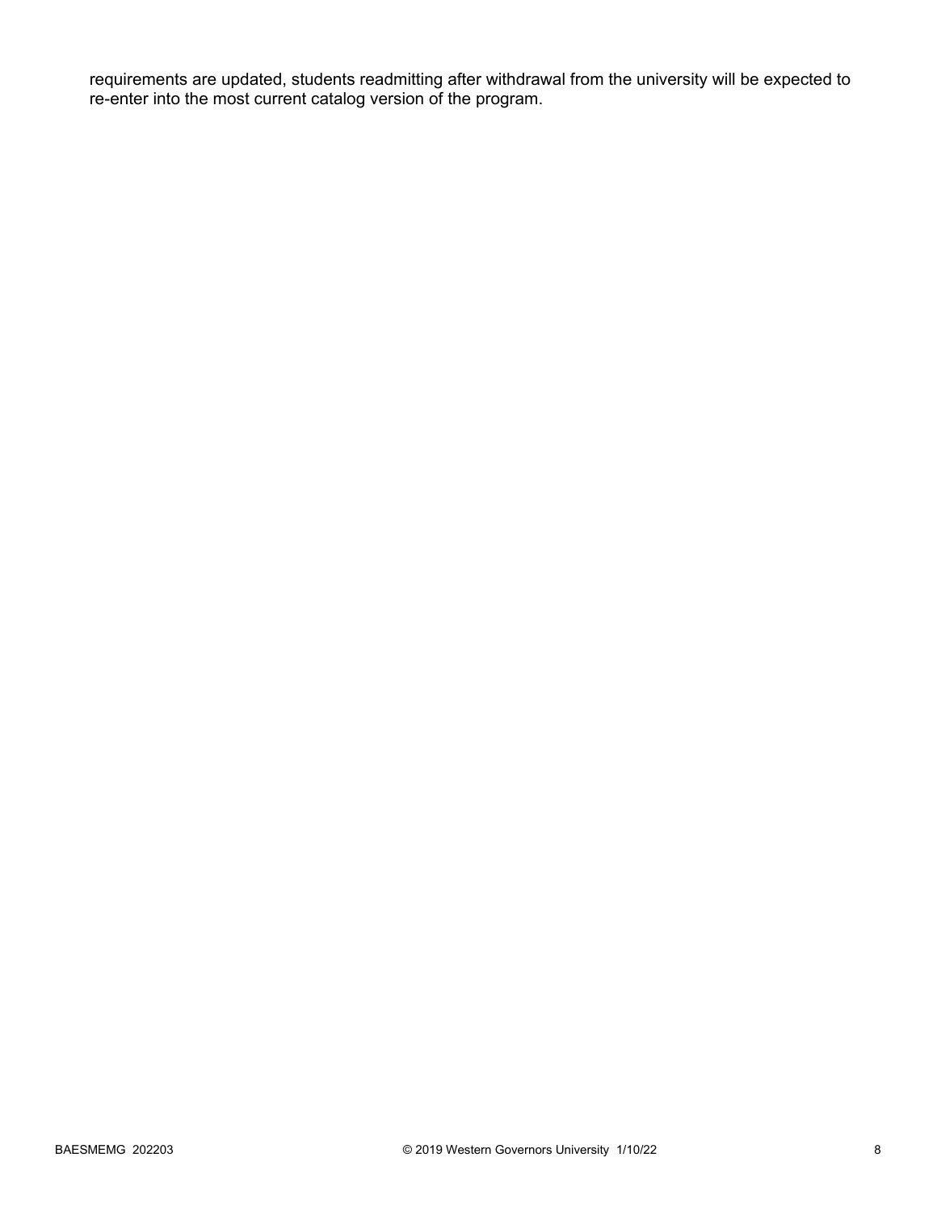requirements are updated, students readmitting after withdrawal from the university will be expected to re-enter into the most current catalog version of the program.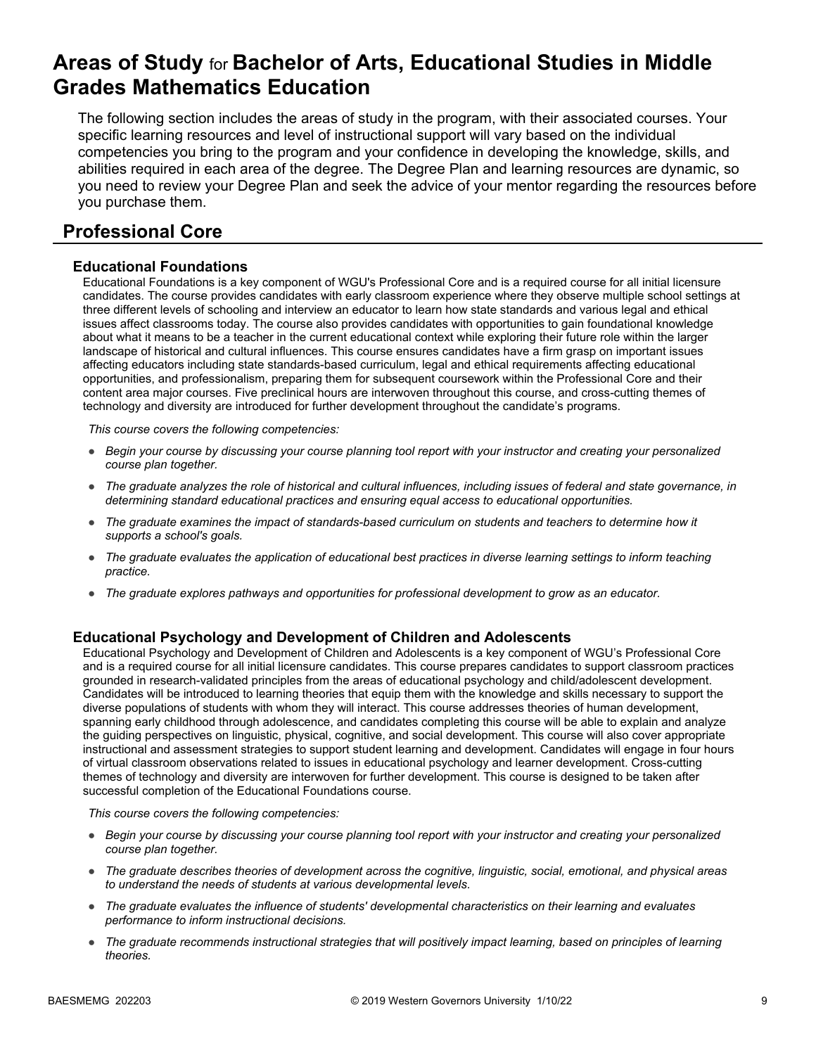# Areas of Study for Bachelor of Arts, Educational Studies in Middle Grades Mathematics Education

The following section includes the areas of study in the program, with their associated courses. Your specific learning resources and level of instructional support will vary based on the individual competencies you bring to the program and your confidence in developing the knowledge, skills, and abilities required in each area of the degree. The Degree Plan and learning resources are dynamic, so you need to review your Degree Plan and seek the advice of your mentor regarding the resources before you purchase them.

## Professional Core

### Educational Foundations

Educational Foundations is a key component of WGU's Professional Core and is a required course for all initial licensure candidates. The course provides candidates with early classroom experience where they observe multiple school settings at three different levels of schooling and interview an educator to learn how state standards and various legal and ethical issues affect classrooms today. The course also provides candidates with opportunities to gain foundational knowledge about what it means to be a teacher in the current educational context while exploring their future role within the larger landscape of historical and cultural influences. This course ensures candidates have a firm grasp on important issues affecting educators including state standards-based curriculum, legal and ethical requirements affecting educational opportunities, and professionalism, preparing them for subsequent coursework within the Professional Core and their content area major courses. Five preclinical hours are interwoven throughout this course, and cross-cutting themes of technology and diversity are introduced for further development throughout the candidate's programs.

*This course covers the following competencies:*

- *Begin your course by discussing your course planning tool report with your instructor and creating your personalized course plan together.*
- *The graduate analyzes the role of historical and cultural influences, including issues of federal and state governance, in determining standard educational practices and ensuring equal access to educational opportunities.*
- *The graduate examines the impact of standards-based curriculum on students and teachers to determine how it supports a school's goals.*
- *The graduate evaluates the application of educational best practices in diverse learning settings to inform teaching practice.*
- *The graduate explores pathways and opportunities for professional development to grow as an educator.*

### Educational Psychology and Development of Children and Adolescents

Educational Psychology and Development of Children and Adolescents is a key component of WGU's Professional Core and is a required course for all initial licensure candidates. This course prepares candidates to support classroom practices grounded in research-validated principles from the areas of educational psychology and child/adolescent development. Candidates will be introduced to learning theories that equip them with the knowledge and skills necessary to support the diverse populations of students with whom they will interact. This course addresses theories of human development, spanning early childhood through adolescence, and candidates completing this course will be able to explain and analyze the guiding perspectives on linguistic, physical, cognitive, and social development. This course will also cover appropriate instructional and assessment strategies to support student learning and development. Candidates will engage in four hours of virtual classroom observations related to issues in educational psychology and learner development. Cross-cutting themes of technology and diversity are interwoven for further development. This course is designed to be taken after successful completion of the Educational Foundations course.

*This course covers the following competencies:*

- *Begin your course by discussing your course planning tool report with your instructor and creating your personalized course plan together.*
- *The graduate describes theories of development across the cognitive, linguistic, social, emotional, and physical areas to understand the needs of students at various developmental levels.*
- *The graduate evaluates the influence of students' developmental characteristics on their learning and evaluates performance to inform instructional decisions.*
- *The graduate recommends instructional strategies that will positively impact learning, based on principles of learning theories.*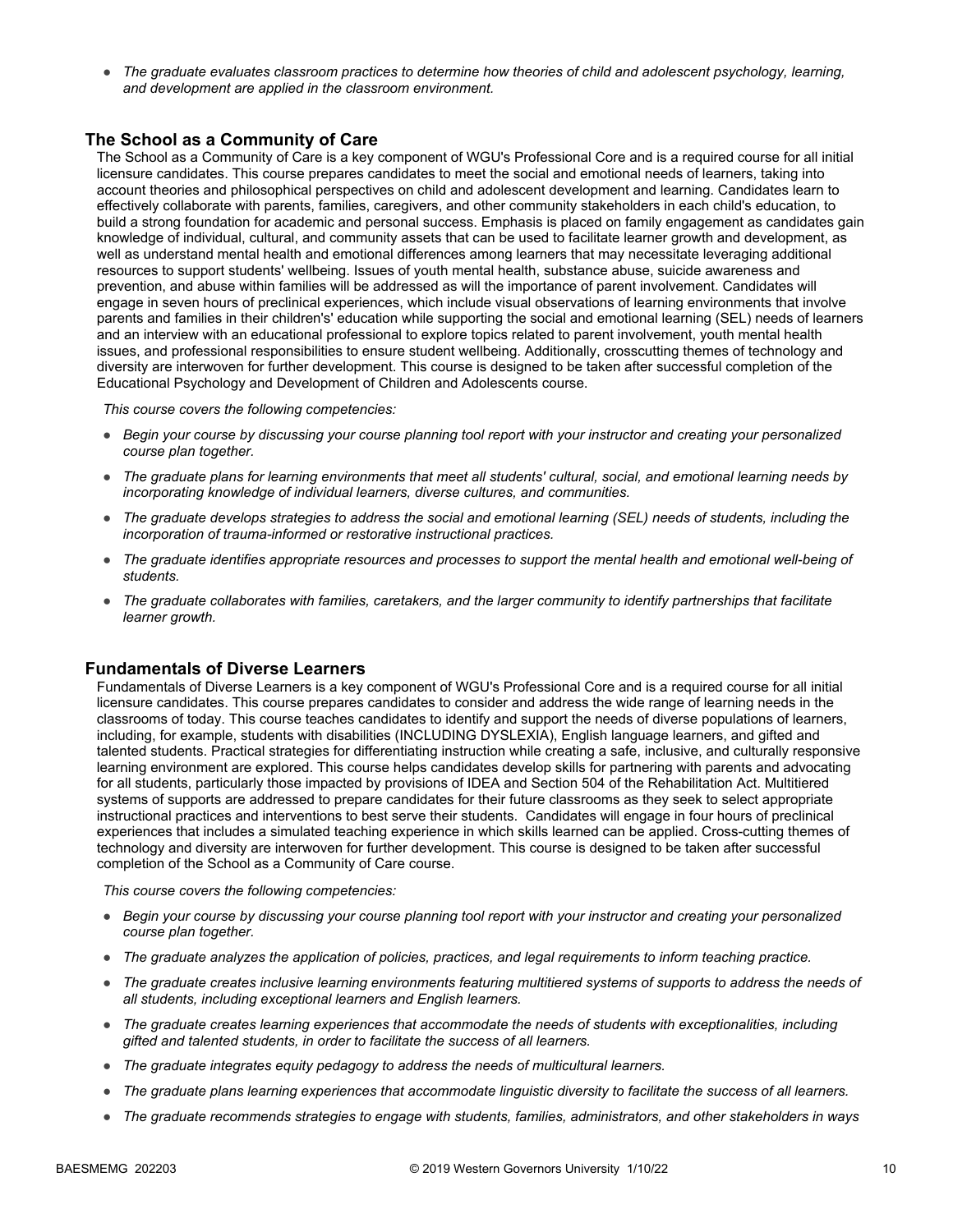- *The graduate evaluates classroom practices to determine how theories of child and adolescent psychology, learning, and development are applied in the classroom environment.*

## The School as a Community of Care

The School as a Community of Care is a key component of WGU's Professional Core and is a required course for all initial licensure candidates. This course prepares candidates to meet the social and emotional needs of learners, taking into account theories and philosophical perspectives on child and adolescent development and learning. Candidates learn to effectively collaborate with parents, families, caregivers, and other community stakeholders in each child's education, to build a strong foundation for academic and personal success. Emphasis is placed on family engagement as candidates gain knowledge of individual, cultural, and community assets that can be used to facilitate learner growth and development, as well as understand mental health and emotional differences among learners that may necessitate leveraging additional resources to support students' wellbeing. Issues of youth mental health, substance abuse, suicide awareness and prevention, and abuse within families will be addressed as will the importance of parent involvement. Candidates will engage in seven hours of preclinical experiences, which include visual observations of learning environments that involve parents and families in their children's' education while supporting the social and emotional learning (SEL) needs of learners and an interview with an educational professional to explore topics related to parent involvement, youth mental health issues, and professional responsibilities to ensure student wellbeing. Additionally, crosscutting themes of technology and diversity are interwoven for further development. This course is designed to be taken after successful completion of the Educational Psychology and Development of Children and Adolescents course.

*This course covers the following competencies:*

- *Begin your course by discussing your course planning tool report with your instructor and creating your personalized course plan together.*
- *The graduate plans for learning environments that meet all students' cultural, social, and emotional learning needs by incorporating knowledge of individual learners, diverse cultures, and communities.*
- *The graduate develops strategies to address the social and emotional learning (SEL) needs of students, including the incorporation of trauma-informed or restorative instructional practices.*
- *The graduate identifies appropriate resources and processes to support the mental health and emotional well-being of students.*
- *The graduate collaborates with families, caretakers, and the larger community to identify partnerships that facilitate learner growth.*

## Fundamentals of Diverse Learners

Fundamentals of Diverse Learners is a key component of WGU's Professional Core and is a required course for all initial licensure candidates. This course prepares candidates to consider and address the wide range of learning needs in the classrooms of today. This course teaches candidates to identify and support the needs of diverse populations of learners, including, for example, students with disabilities (INCLUDING DYSLEXIA), English language learners, and gifted and talented students. Practical strategies for differentiating instruction while creating a safe, inclusive, and culturally responsive learning environment are explored. This course helps candidates develop skills for partnering with parents and advocating for all students, particularly those impacted by provisions of IDEA and Section 504 of the Rehabilitation Act. Multitiered systems of supports are addressed to prepare candidates for their future classrooms as they seek to select appropriate instructional practices and interventions to best serve their students. Candidates will engage in four hours of preclinical experiences that includes a simulated teaching experience in which skills learned can be applied. Cross-cutting themes of technology and diversity are interwoven for further development. This course is designed to be taken after successful completion of the School as a Community of Care course.

*This course covers the following competencies:*

- *Begin your course by discussing your course planning tool report with your instructor and creating your personalized course plan together.*
- *The graduate analyzes the application of policies, practices, and legal requirements to inform teaching practice.*
- *The graduate creates inclusive learning environments featuring multitiered systems of supports to address the needs of all students, including exceptional learners and English learners.*
- *The graduate creates learning experiences that accommodate the needs of students with exceptionalities, including gifted and talented students, in order to facilitate the success of all learners.*
- *The graduate integrates equity pedagogy to address the needs of multicultural learners.*
- *The graduate plans learning experiences that accommodate linguistic diversity to facilitate the success of all learners.*
- *The graduate recommends strategies to engage with students, families, administrators, and other stakeholders in ways*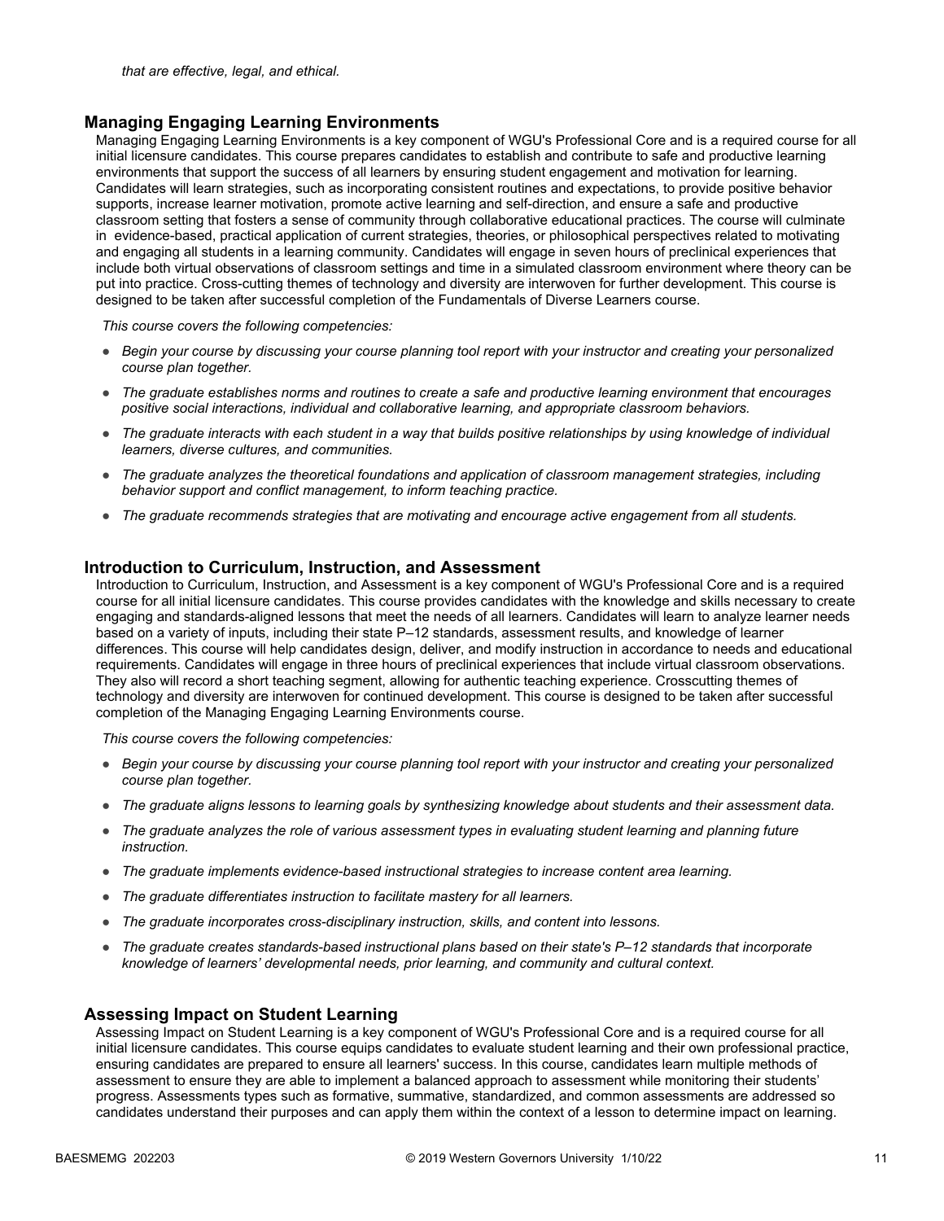*that are effective, legal, and ethical.*

### Managing Engaging Learning Environments

Managing Engaging Learning Environments is a key component of WGU's Professional Core and is a required course for all initial licensure candidates. This course prepares candidates to establish and contribute to safe and productive learning environments that support the success of all learners by ensuring student engagement and motivation for learning. Candidates will learn strategies, such as incorporating consistent routines and expectations, to provide positive behavior supports, increase learner motivation, promote active learning and self-direction, and ensure a safe and productive classroom setting that fosters a sense of community through collaborative educational practices. The course will culminate in evidence-based, practical application of current strategies, theories, or philosophical perspectives related to motivating and engaging all students in a learning community. Candidates will engage in seven hours of preclinical experiences that include both virtual observations of classroom settings and time in a simulated classroom environment where theory can be put into practice. Cross-cutting themes of technology and diversity are interwoven for further development. This course is designed to be taken after successful completion of the Fundamentals of Diverse Learners course.

*This course covers the following competencies:*

- *Begin your course by discussing your course planning tool report with your instructor and creating your personalized course plan together.*
- *The graduate establishes norms and routines to create a safe and productive learning environment that encourages positive social interactions, individual and collaborative learning, and appropriate classroom behaviors.*
- *The graduate interacts with each student in a way that builds positive relationships by using knowledge of individual learners, diverse cultures, and communities.*
- *The graduate analyzes the theoretical foundations and application of classroom management strategies, including behavior support and conflict management, to inform teaching practice.*
- *The graduate recommends strategies that are motivating and encourage active engagement from all students.*

### Introduction to Curriculum, Instruction, and Assessment

Introduction to Curriculum, Instruction, and Assessment is a key component of WGU's Professional Core and is a required course for all initial licensure candidates. This course provides candidates with the knowledge and skills necessary to create engaging and standards-aligned lessons that meet the needs of all learners. Candidates will learn to analyze learner needs based on a variety of inputs, including their state P–12 standards, assessment results, and knowledge of learner differences. This course will help candidates design, deliver, and modify instruction in accordance to needs and educational requirements. Candidates will engage in three hours of preclinical experiences that include virtual classroom observations. They also will record a short teaching segment, allowing for authentic teaching experience. Crosscutting themes of technology and diversity are interwoven for continued development. This course is designed to be taken after successful completion of the Managing Engaging Learning Environments course.

*This course covers the following competencies:*

- *Begin your course by discussing your course planning tool report with your instructor and creating your personalized course plan together.*
- *The graduate aligns lessons to learning goals by synthesizing knowledge about students and their assessment data.*
- *The graduate analyzes the role of various assessment types in evaluating student learning and planning future instruction.*
- *The graduate implements evidence-based instructional strategies to increase content area learning.*
- *The graduate differentiates instruction to facilitate mastery for all learners.*
- *The graduate incorporates cross-disciplinary instruction, skills, and content into lessons.*
- *The graduate creates standards-based instructional plans based on their state's P–12 standards that incorporate knowledge of learners' developmental needs, prior learning, and community and cultural context.*

### Assessing Impact on Student Learning

Assessing Impact on Student Learning is a key component of WGU's Professional Core and is a required course for all initial licensure candidates. This course equips candidates to evaluate student learning and their own professional practice, ensuring candidates are prepared to ensure all learners' success. In this course, candidates learn multiple methods of assessment to ensure they are able to implement a balanced approach to assessment while monitoring their students' progress. Assessments types such as formative, summative, standardized, and common assessments are addressed so candidates understand their purposes and can apply them within the context of a lesson to determine impact on learning.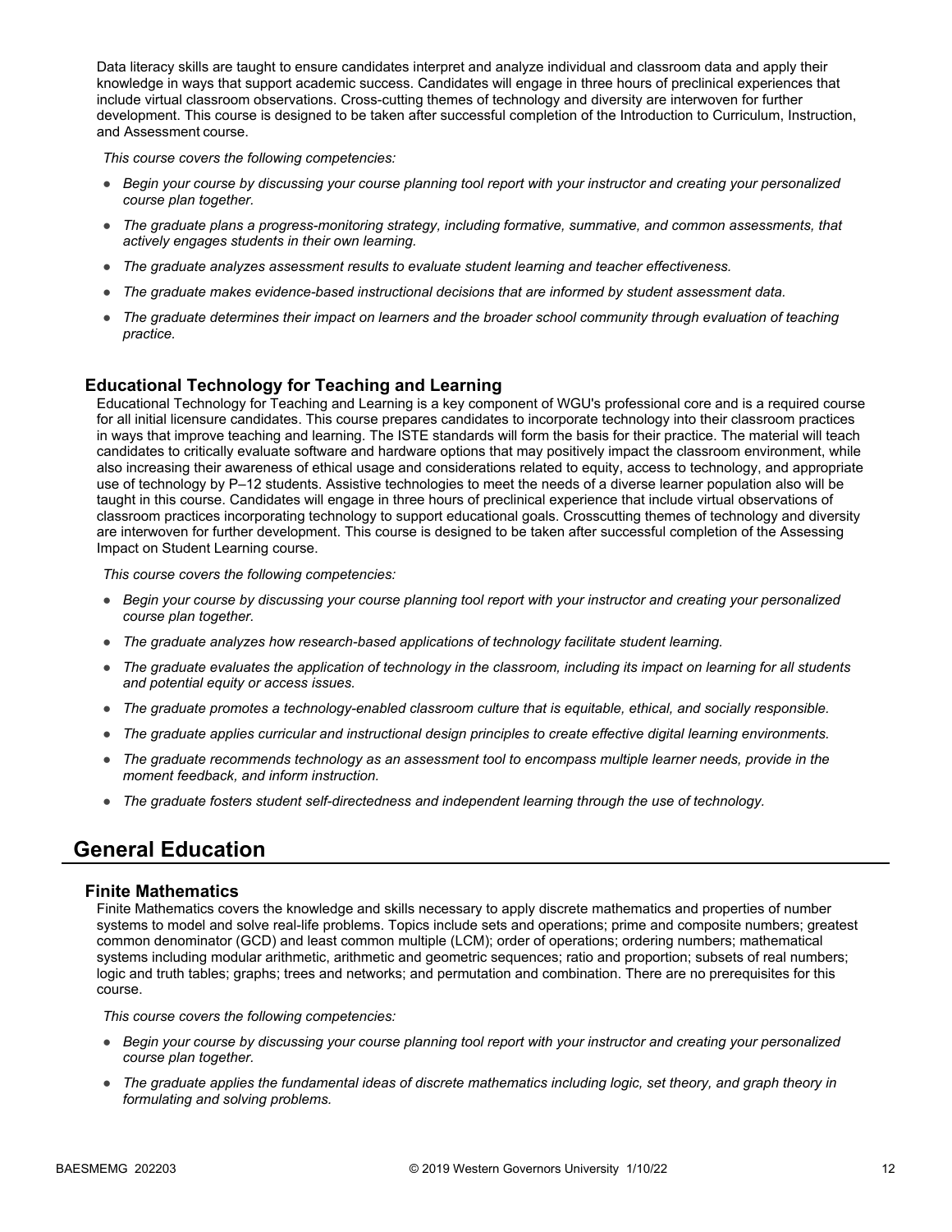Data literacy skills are taught to ensure candidates interpret and analyze individual and classroom data and apply their knowledge in ways that support academic success. Candidates will engage in three hours of preclinical experiences that include virtual classroom observations. Cross-cutting themes of technology and diversity are interwoven for further development. This course is designed to be taken after successful completion of the Introduction to Curriculum, Instruction, and Assessment course.

*This course covers the following competencies:*

- *Begin your course by discussing your course planning tool report with your instructor and creating your personalized course plan together.*
- *The graduate plans a progress-monitoring strategy, including formative, summative, and common assessments, that actively engages students in their own learning.*
- *The graduate analyzes assessment results to evaluate student learning and teacher effectiveness.*
- *The graduate makes evidence-based instructional decisions that are informed by student assessment data.*
- *The graduate determines their impact on learners and the broader school community through evaluation of teaching practice.*

### Educational Technology for Teaching and Learning

Educational Technology for Teaching and Learning is a key component of WGU's professional core and is a required course for all initial licensure candidates. This course prepares candidates to incorporate technology into their classroom practices in ways that improve teaching and learning. The ISTE standards will form the basis for their practice. The material will teach candidates to critically evaluate software and hardware options that may positively impact the classroom environment, while also increasing their awareness of ethical usage and considerations related to equity, access to technology, and appropriate use of technology by P–12 students. Assistive technologies to meet the needs of a diverse learner population also will be taught in this course. Candidates will engage in three hours of preclinical experience that include virtual observations of classroom practices incorporating technology to support educational goals. Crosscutting themes of technology and diversity are interwoven for further development. This course is designed to be taken after successful completion of the Assessing Impact on Student Learning course.

*This course covers the following competencies:*

- *Begin your course by discussing your course planning tool report with your instructor and creating your personalized course plan together.*
- *The graduate analyzes how research-based applications of technology facilitate student learning.*
- *The graduate evaluates the application of technology in the classroom, including its impact on learning for all students and potential equity or access issues.*
- *The graduate promotes a technology-enabled classroom culture that is equitable, ethical, and socially responsible.*
- *The graduate applies curricular and instructional design principles to create effective digital learning environments.*
- *The graduate recommends technology as an assessment tool to encompass multiple learner needs, provide in the moment feedback, and inform instruction.*
- *The graduate fosters student self-directedness and independent learning through the use of technology.*

## General Education

### Finite Mathematics

Finite Mathematics covers the knowledge and skills necessary to apply discrete mathematics and properties of number systems to model and solve real-life problems. Topics include sets and operations; prime and composite numbers; greatest common denominator (GCD) and least common multiple (LCM); order of operations; ordering numbers; mathematical systems including modular arithmetic, arithmetic and geometric sequences; ratio and proportion; subsets of real numbers; logic and truth tables; graphs; trees and networks; and permutation and combination. There are no prerequisites for this course.

*This course covers the following competencies:*

- *Begin your course by discussing your course planning tool report with your instructor and creating your personalized course plan together.*
- *The graduate applies the fundamental ideas of discrete mathematics including logic, set theory, and graph theory in formulating and solving problems.*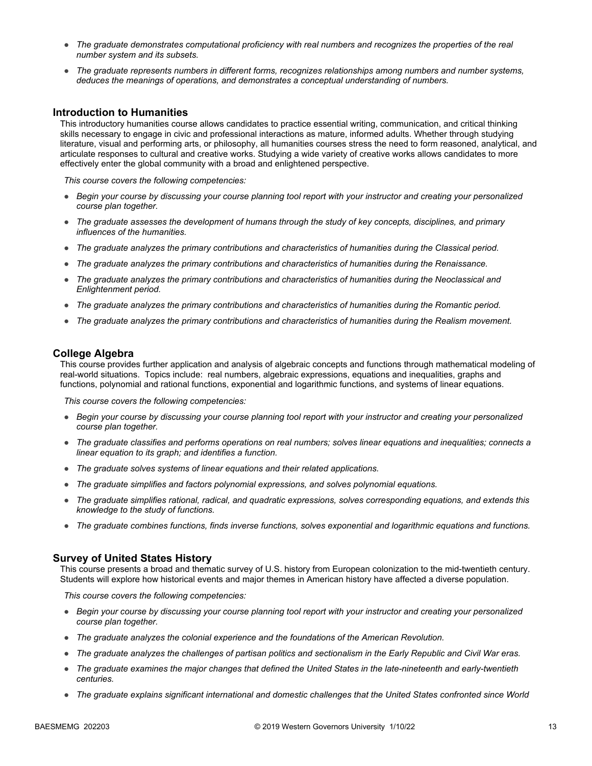- *The graduate demonstrates computational proficiency with real numbers and recognizes the properties of the real number system and its subsets.*
- *The graduate represents numbers in different forms, recognizes relationships among numbers and number systems, deduces the meanings of operations, and demonstrates a conceptual understanding of numbers.*

### Introduction to Humanities

This introductory humanities course allows candidates to practice essential writing, communication, and critical thinking skills necessary to engage in civic and professional interactions as mature, informed adults. Whether through studying literature, visual and performing arts, or philosophy, all humanities courses stress the need to form reasoned, analytical, and articulate responses to cultural and creative works. Studying a wide variety of creative works allows candidates to more effectively enter the global community with a broad and enlightened perspective.

*This course covers the following competencies:*

- *Begin your course by discussing your course planning tool report with your instructor and creating your personalized course plan together.*
- *The graduate assesses the development of humans through the study of key concepts, disciplines, and primary influences of the humanities.*
- *The graduate analyzes the primary contributions and characteristics of humanities during the Classical period.*
- *The graduate analyzes the primary contributions and characteristics of humanities during the Renaissance.*
- *The graduate analyzes the primary contributions and characteristics of humanities during the Neoclassical and Enlightenment period.*
- *The graduate analyzes the primary contributions and characteristics of humanities during the Romantic period.*
- *The graduate analyzes the primary contributions and characteristics of humanities during the Realism movement.*

### College Algebra

This course provides further application and analysis of algebraic concepts and functions through mathematical modeling of real-world situations. Topics include: real numbers, algebraic expressions, equations and inequalities, graphs and functions, polynomial and rational functions, exponential and logarithmic functions, and systems of linear equations.

*This course covers the following competencies:*

- *Begin your course by discussing your course planning tool report with your instructor and creating your personalized course plan together.*
- *The graduate classifies and performs operations on real numbers; solves linear equations and inequalities; connects a linear equation to its graph; and identifies a function.*
- *The graduate solves systems of linear equations and their related applications.*
- *The graduate simplifies and factors polynomial expressions, and solves polynomial equations.*
- *The graduate simplifies rational, radical, and quadratic expressions, solves corresponding equations, and extends this knowledge to the study of functions.*
- *The graduate combines functions, finds inverse functions, solves exponential and logarithmic equations and functions.*

### Survey of United States History

This course presents a broad and thematic survey of U.S. history from European colonization to the mid-twentieth century. Students will explore how historical events and major themes in American history have affected a diverse population.

*This course covers the following competencies:*

- *Begin your course by discussing your course planning tool report with your instructor and creating your personalized course plan together.*
- *The graduate analyzes the colonial experience and the foundations of the American Revolution.*
- *The graduate analyzes the challenges of partisan politics and sectionalism in the Early Republic and Civil War eras.*
- *The graduate examines the major changes that defined the United States in the late-nineteenth and early-twentieth centuries.*
- *The graduate explains significant international and domestic challenges that the United States confronted since World*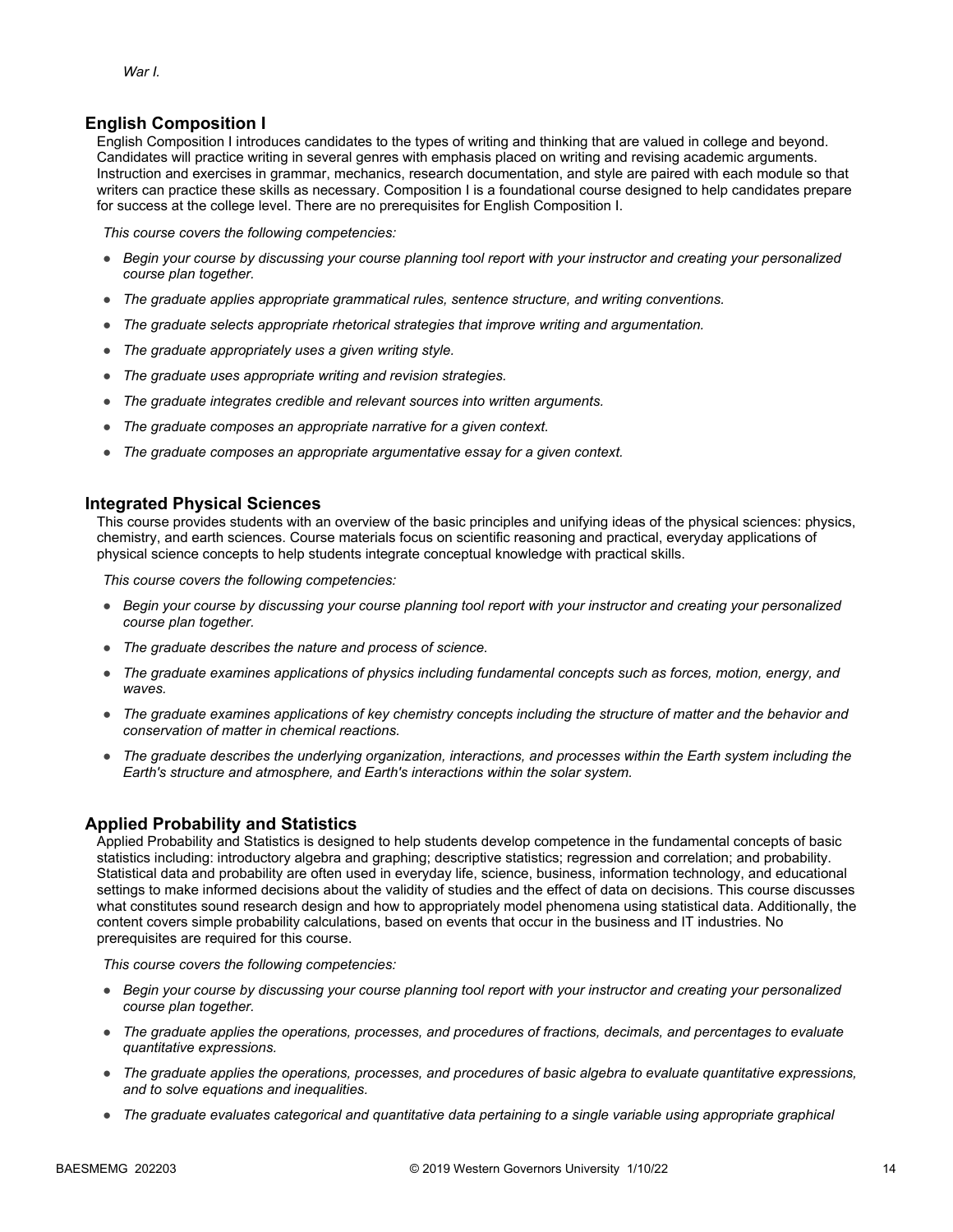*War I.*

## English Composition I

English Composition I introduces candidates to the types of writing and thinking that are valued in college and beyond. Candidates will practice writing in several genres with emphasis placed on writing and revising academic arguments. Instruction and exercises in grammar, mechanics, research documentation, and style are paired with each module so that writers can practice these skills as necessary. Composition I is a foundational course designed to help candidates prepare for success at the college level. There are no prerequisites for English Composition I.

*This course covers the following competencies:*

- *Begin your course by discussing your course planning tool report with your instructor and creating your personalized course plan together.*
- *The graduate applies appropriate grammatical rules, sentence structure, and writing conventions.*
- *The graduate selects appropriate rhetorical strategies that improve writing and argumentation.*
- *The graduate appropriately uses a given writing style.*
- *The graduate uses appropriate writing and revision strategies.*
- *The graduate integrates credible and relevant sources into written arguments.*
- *The graduate composes an appropriate narrative for a given context.*
- *The graduate composes an appropriate argumentative essay for a given context.*

## Integrated Physical Sciences

This course provides students with an overview of the basic principles and unifying ideas of the physical sciences: physics, chemistry, and earth sciences. Course materials focus on scientific reasoning and practical, everyday applications of physical science concepts to help students integrate conceptual knowledge with practical skills.

*This course covers the following competencies:*

- *Begin your course by discussing your course planning tool report with your instructor and creating your personalized course plan together.*
- *The graduate describes the nature and process of science.*
- *The graduate examines applications of physics including fundamental concepts such as forces, motion, energy, and waves.*
- *The graduate examines applications of key chemistry concepts including the structure of matter and the behavior and conservation of matter in chemical reactions.*
- *The graduate describes the underlying organization, interactions, and processes within the Earth system including the Earth's structure and atmosphere, and Earth's interactions within the solar system.*

## Applied Probability and Statistics

Applied Probability and Statistics is designed to help students develop competence in the fundamental concepts of basic statistics including: introductory algebra and graphing; descriptive statistics; regression and correlation; and probability. Statistical data and probability are often used in everyday life, science, business, information technology, and educational settings to make informed decisions about the validity of studies and the effect of data on decisions. This course discusses what constitutes sound research design and how to appropriately model phenomena using statistical data. Additionally, the content covers simple probability calculations, based on events that occur in the business and IT industries. No prerequisites are required for this course.

*This course covers the following competencies:*

- *Begin your course by discussing your course planning tool report with your instructor and creating your personalized course plan together.*
- *The graduate applies the operations, processes, and procedures of fractions, decimals, and percentages to evaluate quantitative expressions.*
- *The graduate applies the operations, processes, and procedures of basic algebra to evaluate quantitative expressions, and to solve equations and inequalities.*
- *The graduate evaluates categorical and quantitative data pertaining to a single variable using appropriate graphical*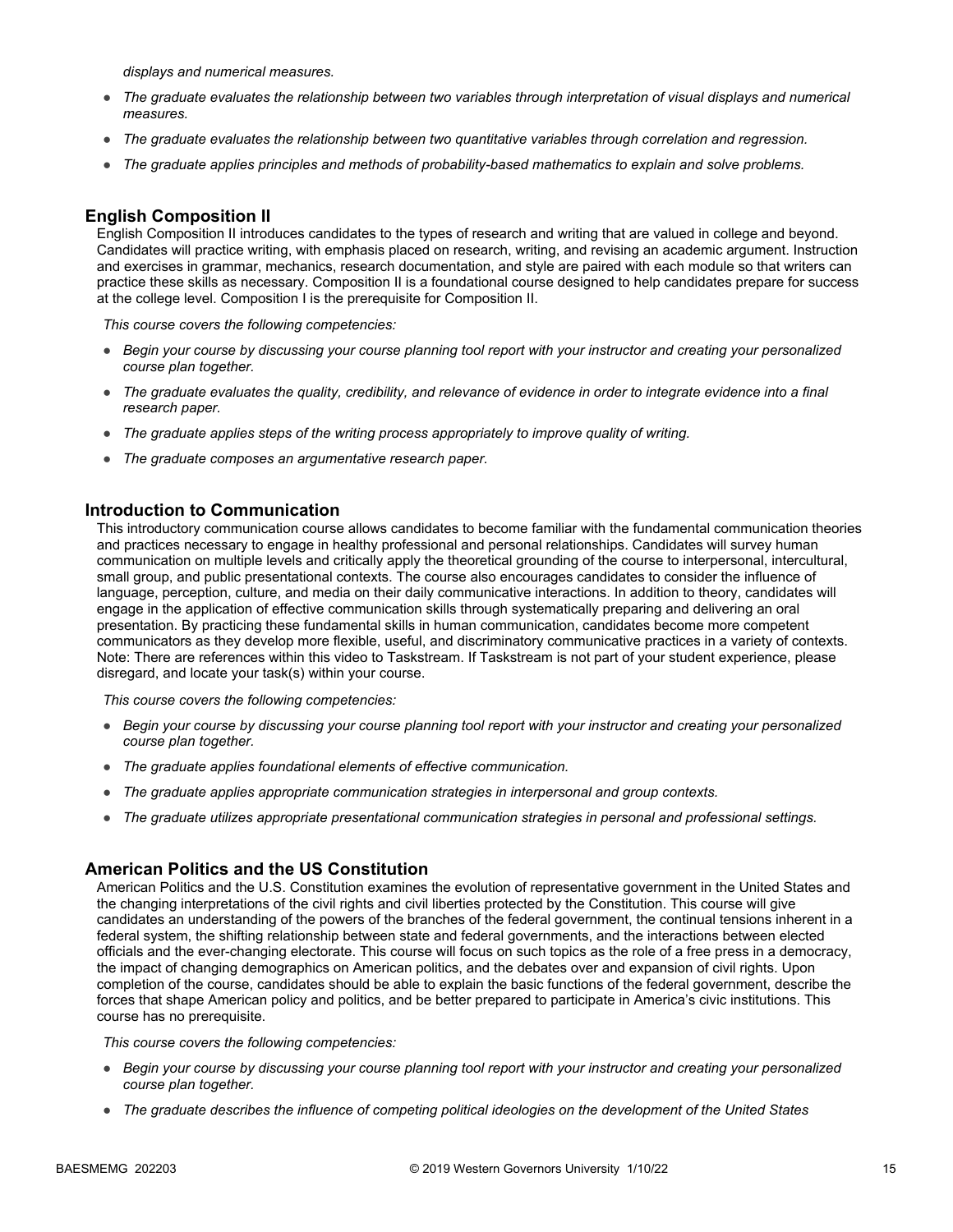*displays and numerical measures.*

- *The graduate evaluates the relationship between two variables through interpretation of visual displays and numerical measures.*
- *The graduate evaluates the relationship between two quantitative variables through correlation and regression.*
- *The graduate applies principles and methods of probability-based mathematics to explain and solve problems.*

### English Composition II

English Composition II introduces candidates to the types of research and writing that are valued in college and beyond. Candidates will practice writing, with emphasis placed on research, writing, and revising an academic argument. Instruction and exercises in grammar, mechanics, research documentation, and style are paired with each module so that writers can practice these skills as necessary. Composition II is a foundational course designed to help candidates prepare for success at the college level. Composition I is the prerequisite for Composition II.

*This course covers the following competencies:*

- *Begin your course by discussing your course planning tool report with your instructor and creating your personalized course plan together.*
- *The graduate evaluates the quality, credibility, and relevance of evidence in order to integrate evidence into a final research paper.*
- *The graduate applies steps of the writing process appropriately to improve quality of writing.*
- *The graduate composes an argumentative research paper.*

### Introduction to Communication

This introductory communication course allows candidates to become familiar with the fundamental communication theories and practices necessary to engage in healthy professional and personal relationships. Candidates will survey human communication on multiple levels and critically apply the theoretical grounding of the course to interpersonal, intercultural, small group, and public presentational contexts. The course also encourages candidates to consider the influence of language, perception, culture, and media on their daily communicative interactions. In addition to theory, candidates will engage in the application of effective communication skills through systematically preparing and delivering an oral presentation. By practicing these fundamental skills in human communication, candidates become more competent communicators as they develop more flexible, useful, and discriminatory communicative practices in a variety of contexts. Note: There are references within this video to Taskstream. If Taskstream is not part of your student experience, please disregard, and locate your task(s) within your course.

*This course covers the following competencies:*

- *Begin your course by discussing your course planning tool report with your instructor and creating your personalized course plan together.*
- *The graduate applies foundational elements of effective communication.*
- *The graduate applies appropriate communication strategies in interpersonal and group contexts.*
- *The graduate utilizes appropriate presentational communication strategies in personal and professional settings.*

### American Politics and the US Constitution

American Politics and the U.S. Constitution examines the evolution of representative government in the United States and the changing interpretations of the civil rights and civil liberties protected by the Constitution. This course will give candidates an understanding of the powers of the branches of the federal government, the continual tensions inherent in a federal system, the shifting relationship between state and federal governments, and the interactions between elected officials and the ever-changing electorate. This course will focus on such topics as the role of a free press in a democracy, the impact of changing demographics on American politics, and the debates over and expansion of civil rights. Upon completion of the course, candidates should be able to explain the basic functions of the federal government, describe the forces that shape American policy and politics, and be better prepared to participate in America's civic institutions. This course has no prerequisite.

*This course covers the following competencies:*

- *Begin your course by discussing your course planning tool report with your instructor and creating your personalized course plan together.*
- *The graduate describes the influence of competing political ideologies on the development of the United States*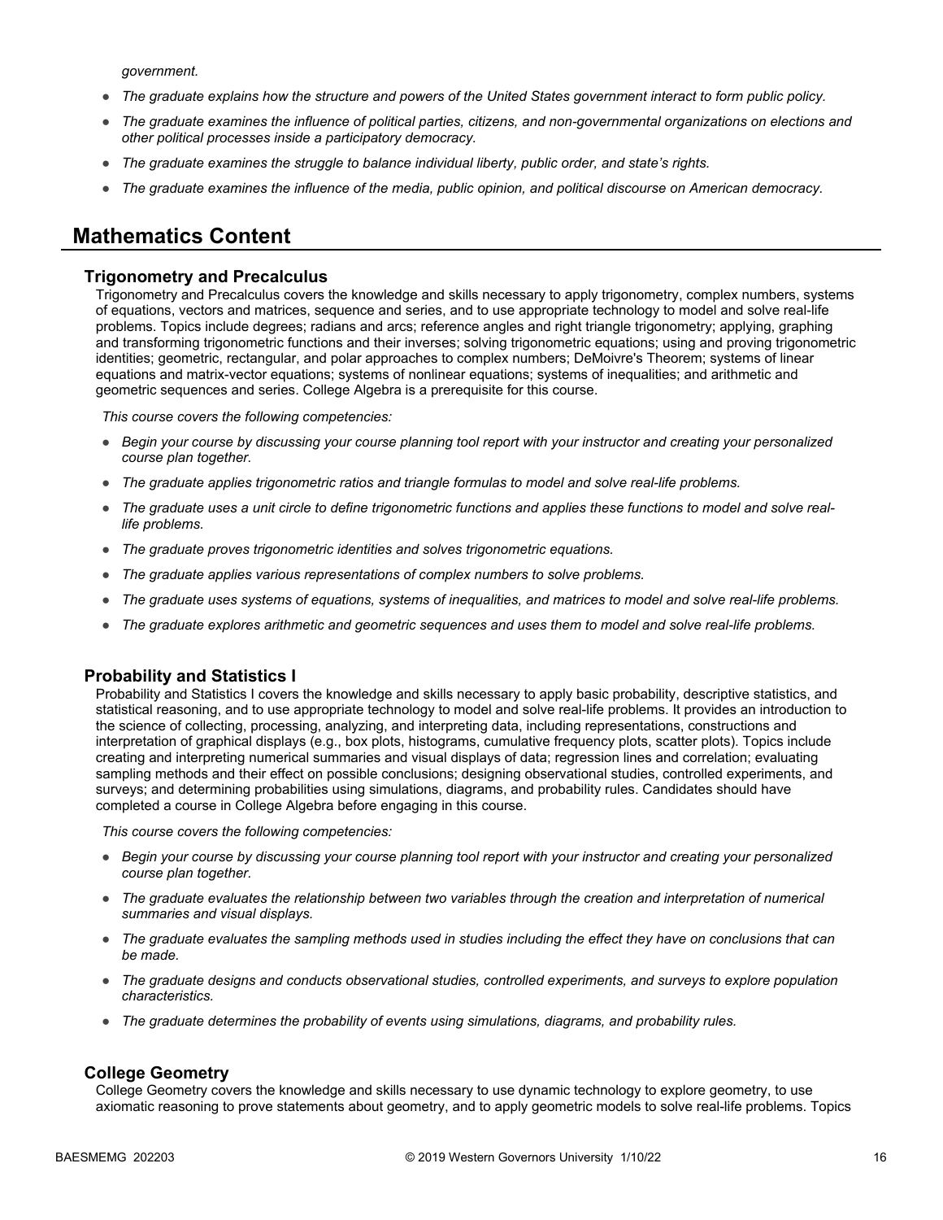*government.*

- *The graduate explains how the structure and powers of the United States government interact to form public policy.*
- *The graduate examines the influence of political parties, citizens, and non-governmental organizations on elections and other political processes inside a participatory democracy.*
- *The graduate examines the struggle to balance individual liberty, public order, and state's rights.*
- *The graduate examines the influence of the media, public opinion, and political discourse on American democracy.*

## Mathematics Content

### Trigonometry and Precalculus

Trigonometry and Precalculus covers the knowledge and skills necessary to apply trigonometry, complex numbers, systems of equations, vectors and matrices, sequence and series, and to use appropriate technology to model and solve real-life problems. Topics include degrees; radians and arcs; reference angles and right triangle trigonometry; applying, graphing and transforming trigonometric functions and their inverses; solving trigonometric equations; using and proving trigonometric identities; geometric, rectangular, and polar approaches to complex numbers; DeMoivre's Theorem; systems of linear equations and matrix-vector equations; systems of nonlinear equations; systems of inequalities; and arithmetic and geometric sequences and series. College Algebra is a prerequisite for this course.

*This course covers the following competencies:*

- *Begin your course by discussing your course planning tool report with your instructor and creating your personalized course plan together.*
- *The graduate applies trigonometric ratios and triangle formulas to model and solve real-life problems.*
- *The graduate uses a unit circle to define trigonometric functions and applies these functions to model and solve real-life problems.*
- *The graduate proves trigonometric identities and solves trigonometric equations.*
- *The graduate applies various representations of complex numbers to solve problems.*
- *The graduate uses systems of equations, systems of inequalities, and matrices to model and solve real-life problems.*
- *The graduate explores arithmetic and geometric sequences and uses them to model and solve real-life problems.*

### Probability and Statistics I

Probability and Statistics I covers the knowledge and skills necessary to apply basic probability, descriptive statistics, and statistical reasoning, and to use appropriate technology to model and solve real-life problems. It provides an introduction to the science of collecting, processing, analyzing, and interpreting data, including representations, constructions and interpretation of graphical displays (e.g., box plots, histograms, cumulative frequency plots, scatter plots). Topics include creating and interpreting numerical summaries and visual displays of data; regression lines and correlation; evaluating sampling methods and their effect on possible conclusions; designing observational studies, controlled experiments, and surveys; and determining probabilities using simulations, diagrams, and probability rules. Candidates should have completed a course in College Algebra before engaging in this course.

*This course covers the following competencies:*

- *Begin your course by discussing your course planning tool report with your instructor and creating your personalized course plan together.*
- *The graduate evaluates the relationship between two variables through the creation and interpretation of numerical summaries and visual displays.*
- *The graduate evaluates the sampling methods used in studies including the effect they have on conclusions that can be made.*
- *The graduate designs and conducts observational studies, controlled experiments, and surveys to explore population characteristics.*
- *The graduate determines the probability of events using simulations, diagrams, and probability rules.*

### College Geometry

College Geometry covers the knowledge and skills necessary to use dynamic technology to explore geometry, to use axiomatic reasoning to prove statements about geometry, and to apply geometric models to solve real-life problems. Topics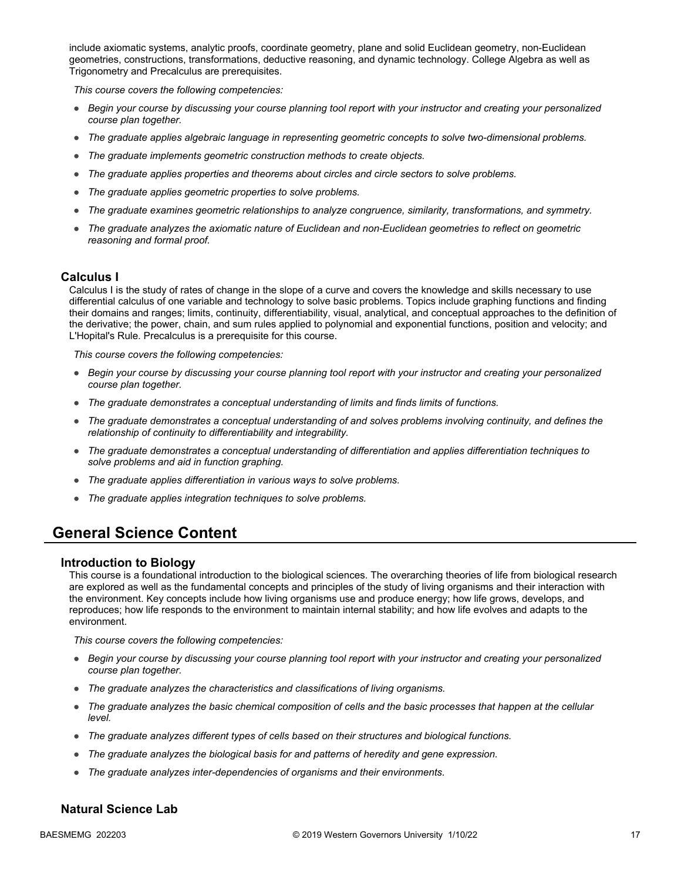include axiomatic systems, analytic proofs, coordinate geometry, plane and solid Euclidean geometry, non-Euclidean geometries, constructions, transformations, deductive reasoning, and dynamic technology. College Algebra as well as Trigonometry and Precalculus are prerequisites.

*This course covers the following competencies:*

- *Begin your course by discussing your course planning tool report with your instructor and creating your personalized course plan together.*
- *The graduate applies algebraic language in representing geometric concepts to solve two-dimensional problems.*
- *The graduate implements geometric construction methods to create objects.*
- *The graduate applies properties and theorems about circles and circle sectors to solve problems.*
- *The graduate applies geometric properties to solve problems.*
- *The graduate examines geometric relationships to analyze congruence, similarity, transformations, and symmetry.*
- *The graduate analyzes the axiomatic nature of Euclidean and non-Euclidean geometries to reflect on geometric reasoning and formal proof.*

### Calculus I

Calculus I is the study of rates of change in the slope of a curve and covers the knowledge and skills necessary to use differential calculus of one variable and technology to solve basic problems. Topics include graphing functions and finding their domains and ranges; limits, continuity, differentiability, visual, analytical, and conceptual approaches to the definition of the derivative; the power, chain, and sum rules applied to polynomial and exponential functions, position and velocity; and L'Hopital's Rule. Precalculus is a prerequisite for this course.

*This course covers the following competencies:*

- *Begin your course by discussing your course planning tool report with your instructor and creating your personalized course plan together.*
- *The graduate demonstrates a conceptual understanding of limits and finds limits of functions.*
- *The graduate demonstrates a conceptual understanding of and solves problems involving continuity, and defines the relationship of continuity to differentiability and integrability.*
- *The graduate demonstrates a conceptual understanding of differentiation and applies differentiation techniques to solve problems and aid in function graphing.*
- *The graduate applies differentiation in various ways to solve problems.*
- *The graduate applies integration techniques to solve problems.*

## General Science Content

### Introduction to Biology

This course is a foundational introduction to the biological sciences. The overarching theories of life from biological research are explored as well as the fundamental concepts and principles of the study of living organisms and their interaction with the environment. Key concepts include how living organisms use and produce energy; how life grows, develops, and reproduces; how life responds to the environment to maintain internal stability; and how life evolves and adapts to the environment.

*This course covers the following competencies:*

- *Begin your course by discussing your course planning tool report with your instructor and creating your personalized course plan together.*
- *The graduate analyzes the characteristics and classifications of living organisms.*
- *The graduate analyzes the basic chemical composition of cells and the basic processes that happen at the cellular level.*
- *The graduate analyzes different types of cells based on their structures and biological functions.*
- *The graduate analyzes the biological basis for and patterns of heredity and gene expression.*
- *The graduate analyzes inter-dependencies of organisms and their environments.*

### Natural Science Lab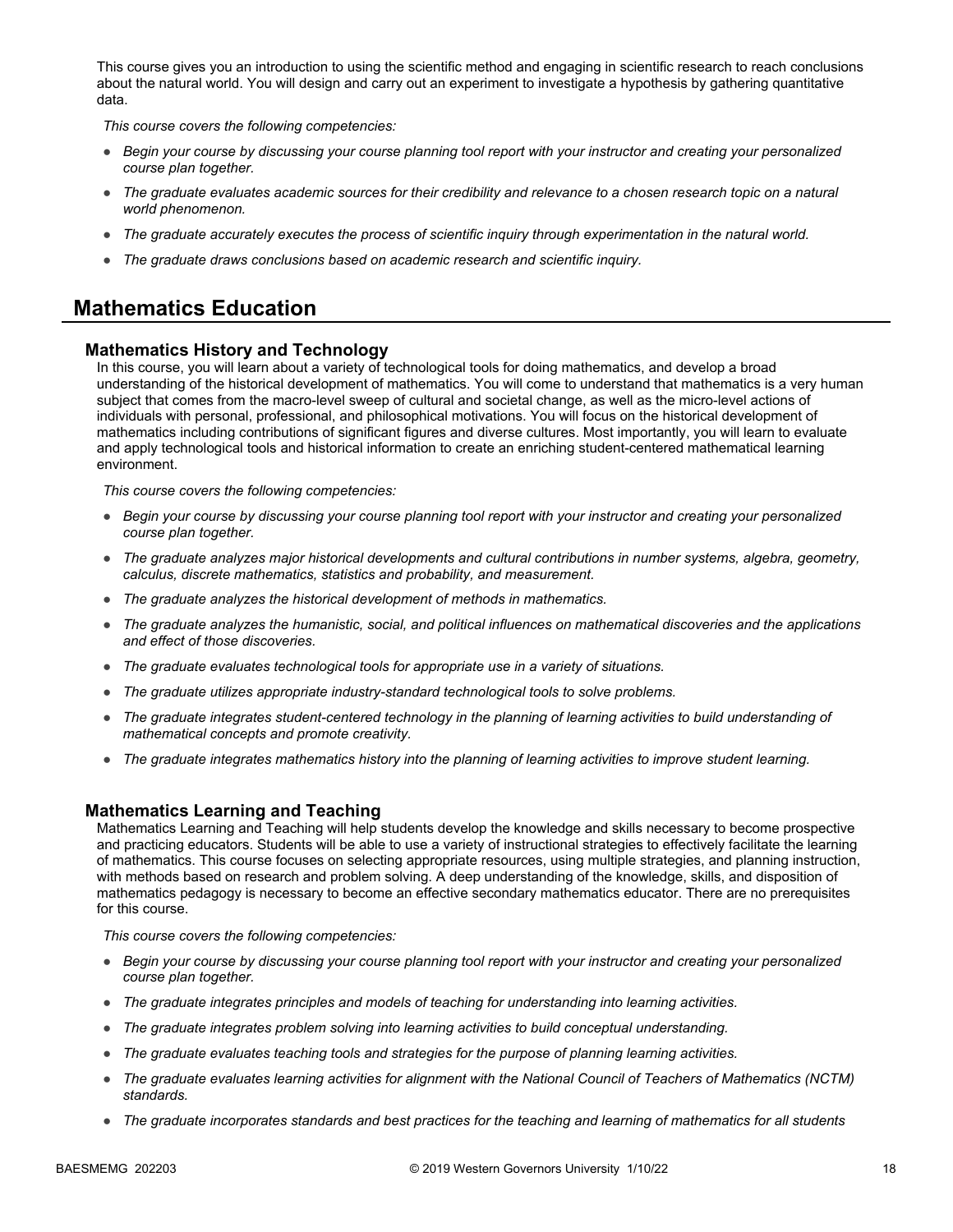This course gives you an introduction to using the scientific method and engaging in scientific research to reach conclusions about the natural world. You will design and carry out an experiment to investigate a hypothesis by gathering quantitative data.

*This course covers the following competencies:*

- *Begin your course by discussing your course planning tool report with your instructor and creating your personalized course plan together.*
- *The graduate evaluates academic sources for their credibility and relevance to a chosen research topic on a natural world phenomenon.*
- *The graduate accurately executes the process of scientific inquiry through experimentation in the natural world.*
- *The graduate draws conclusions based on academic research and scientific inquiry.*

## Mathematics Education

### Mathematics History and Technology

In this course, you will learn about a variety of technological tools for doing mathematics, and develop a broad understanding of the historical development of mathematics. You will come to understand that mathematics is a very human subject that comes from the macro-level sweep of cultural and societal change, as well as the micro-level actions of individuals with personal, professional, and philosophical motivations. You will focus on the historical development of mathematics including contributions of significant figures and diverse cultures. Most importantly, you will learn to evaluate and apply technological tools and historical information to create an enriching student-centered mathematical learning environment.

*This course covers the following competencies:*

- *Begin your course by discussing your course planning tool report with your instructor and creating your personalized course plan together.*
- *The graduate analyzes major historical developments and cultural contributions in number systems, algebra, geometry, calculus, discrete mathematics, statistics and probability, and measurement.*
- *The graduate analyzes the historical development of methods in mathematics.*
- *The graduate analyzes the humanistic, social, and political influences on mathematical discoveries and the applications and effect of those discoveries.*
- *The graduate evaluates technological tools for appropriate use in a variety of situations.*
- *The graduate utilizes appropriate industry-standard technological tools to solve problems.*
- *The graduate integrates student-centered technology in the planning of learning activities to build understanding of mathematical concepts and promote creativity.*
- *The graduate integrates mathematics history into the planning of learning activities to improve student learning.*

### Mathematics Learning and Teaching

Mathematics Learning and Teaching will help students develop the knowledge and skills necessary to become prospective and practicing educators. Students will be able to use a variety of instructional strategies to effectively facilitate the learning of mathematics. This course focuses on selecting appropriate resources, using multiple strategies, and planning instruction, with methods based on research and problem solving. A deep understanding of the knowledge, skills, and disposition of mathematics pedagogy is necessary to become an effective secondary mathematics educator. There are no prerequisites for this course.

*This course covers the following competencies:*

- *Begin your course by discussing your course planning tool report with your instructor and creating your personalized course plan together.*
- *The graduate integrates principles and models of teaching for understanding into learning activities.*
- *The graduate integrates problem solving into learning activities to build conceptual understanding.*
- *The graduate evaluates teaching tools and strategies for the purpose of planning learning activities.*
- *The graduate evaluates learning activities for alignment with the National Council of Teachers of Mathematics (NCTM) standards.*
- *The graduate incorporates standards and best practices for the teaching and learning of mathematics for all students*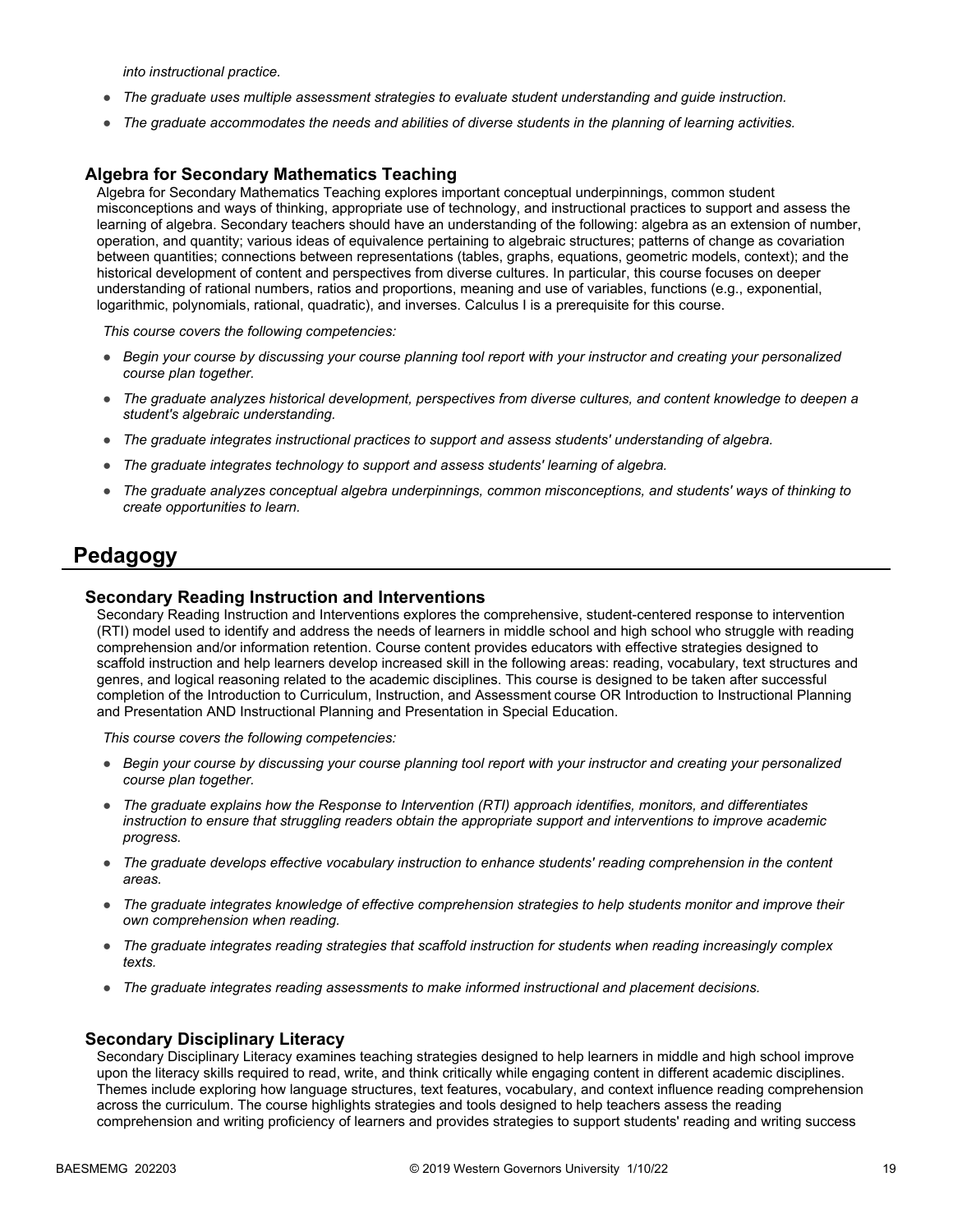*into instructional practice.*

- *The graduate uses multiple assessment strategies to evaluate student understanding and guide instruction.*
- *The graduate accommodates the needs and abilities of diverse students in the planning of learning activities.*

### Algebra for Secondary Mathematics Teaching

Algebra for Secondary Mathematics Teaching explores important conceptual underpinnings, common student misconceptions and ways of thinking, appropriate use of technology, and instructional practices to support and assess the learning of algebra. Secondary teachers should have an understanding of the following: algebra as an extension of number, operation, and quantity; various ideas of equivalence pertaining to algebraic structures; patterns of change as covariation between quantities; connections between representations (tables, graphs, equations, geometric models, context); and the historical development of content and perspectives from diverse cultures. In particular, this course focuses on deeper understanding of rational numbers, ratios and proportions, meaning and use of variables, functions (e.g., exponential, logarithmic, polynomials, rational, quadratic), and inverses. Calculus I is a prerequisite for this course.

*This course covers the following competencies:*

- *Begin your course by discussing your course planning tool report with your instructor and creating your personalized course plan together.*
- *The graduate analyzes historical development, perspectives from diverse cultures, and content knowledge to deepen a student's algebraic understanding.*
- *The graduate integrates instructional practices to support and assess students' understanding of algebra.*
- *The graduate integrates technology to support and assess students' learning of algebra.*
- *The graduate analyzes conceptual algebra underpinnings, common misconceptions, and students' ways of thinking to create opportunities to learn.*

## Pedagogy

### Secondary Reading Instruction and Interventions

Secondary Reading Instruction and Interventions explores the comprehensive, student-centered response to intervention (RTI) model used to identify and address the needs of learners in middle school and high school who struggle with reading comprehension and/or information retention. Course content provides educators with effective strategies designed to scaffold instruction and help learners develop increased skill in the following areas: reading, vocabulary, text structures and genres, and logical reasoning related to the academic disciplines. This course is designed to be taken after successful completion of the Introduction to Curriculum, Instruction, and Assessment course OR Introduction to Instructional Planning and Presentation AND Instructional Planning and Presentation in Special Education.

*This course covers the following competencies:*

- *Begin your course by discussing your course planning tool report with your instructor and creating your personalized course plan together.*
- *The graduate explains how the Response to Intervention (RTI) approach identifies, monitors, and differentiates instruction to ensure that struggling readers obtain the appropriate support and interventions to improve academic progress.*
- *The graduate develops effective vocabulary instruction to enhance students' reading comprehension in the content areas.*
- *The graduate integrates knowledge of effective comprehension strategies to help students monitor and improve their own comprehension when reading.*
- *The graduate integrates reading strategies that scaffold instruction for students when reading increasingly complex texts.*
- *The graduate integrates reading assessments to make informed instructional and placement decisions.*

### Secondary Disciplinary Literacy

Secondary Disciplinary Literacy examines teaching strategies designed to help learners in middle and high school improve upon the literacy skills required to read, write, and think critically while engaging content in different academic disciplines. Themes include exploring how language structures, text features, vocabulary, and context influence reading comprehension across the curriculum. The course highlights strategies and tools designed to help teachers assess the reading comprehension and writing proficiency of learners and provides strategies to support students' reading and writing success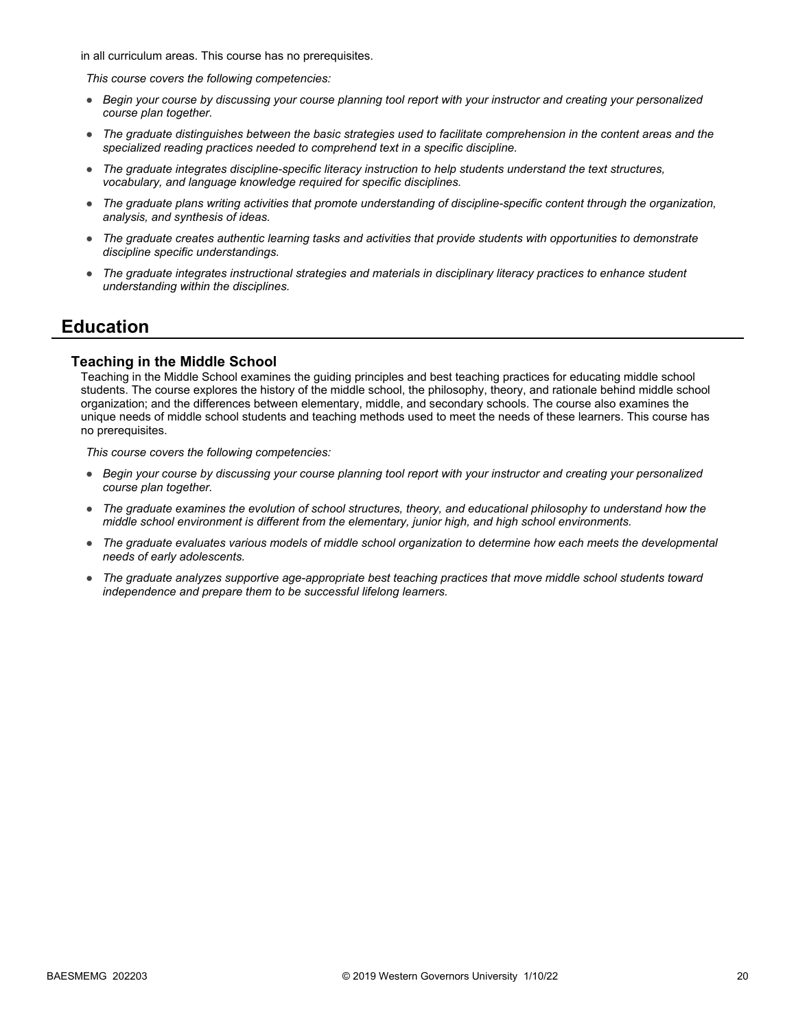in all curriculum areas. This course has no prerequisites.

*This course covers the following competencies:*

- *Begin your course by discussing your course planning tool report with your instructor and creating your personalized course plan together.*
- *The graduate distinguishes between the basic strategies used to facilitate comprehension in the content areas and the specialized reading practices needed to comprehend text in a specific discipline.*
- *The graduate integrates discipline-specific literacy instruction to help students understand the text structures, vocabulary, and language knowledge required for specific disciplines.*
- *The graduate plans writing activities that promote understanding of discipline-specific content through the organization, analysis, and synthesis of ideas.*
- *The graduate creates authentic learning tasks and activities that provide students with opportunities to demonstrate discipline specific understandings.*
- *The graduate integrates instructional strategies and materials in disciplinary literacy practices to enhance student understanding within the disciplines.*

## Education

### Teaching in the Middle School

Teaching in the Middle School examines the guiding principles and best teaching practices for educating middle school students. The course explores the history of the middle school, the philosophy, theory, and rationale behind middle school organization; and the differences between elementary, middle, and secondary schools. The course also examines the unique needs of middle school students and teaching methods used to meet the needs of these learners. This course has no prerequisites.

*This course covers the following competencies:*

- *Begin your course by discussing your course planning tool report with your instructor and creating your personalized course plan together.*
- *The graduate examines the evolution of school structures, theory, and educational philosophy to understand how the middle school environment is different from the elementary, junior high, and high school environments.*
- *The graduate evaluates various models of middle school organization to determine how each meets the developmental needs of early adolescents.*
- *The graduate analyzes supportive age-appropriate best teaching practices that move middle school students toward independence and prepare them to be successful lifelong learners.*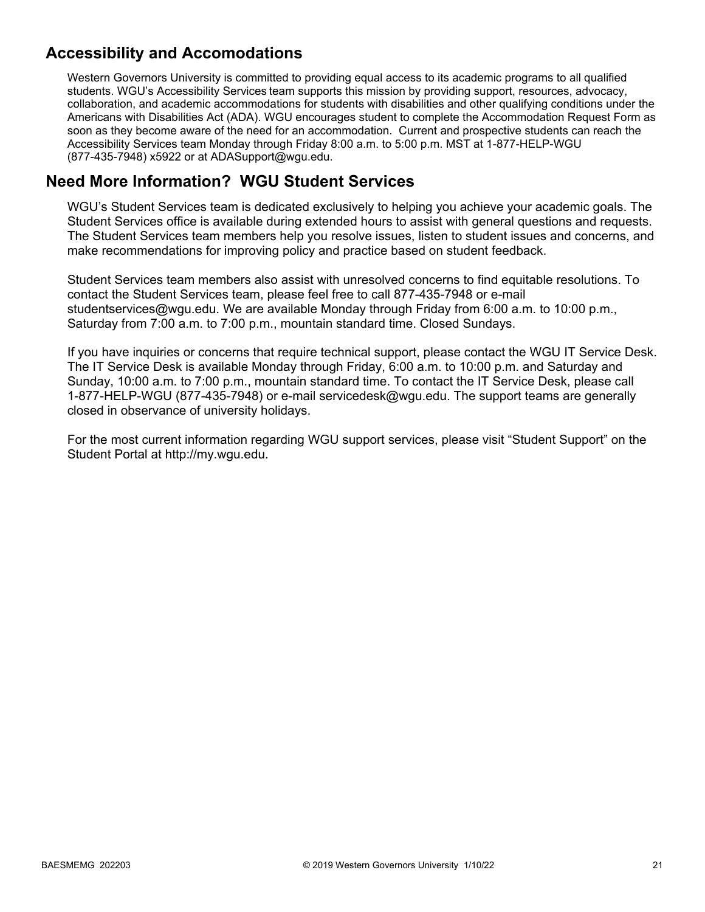## Accessibility and Accomodations

Western Governors University is committed to providing equal access to its academic programs to all qualified students. WGU's Accessibility Services team supports this mission by providing support, resources, advocacy, collaboration, and academic accommodations for students with disabilities and other qualifying conditions under the Americans with Disabilities Act (ADA). WGU encourages student to complete the Accommodation Request Form as soon as they become aware of the need for an accommodation. Current and prospective students can reach the Accessibility Services team Monday through Friday 8:00 a.m. to 5:00 p.m. MST at 1-877-HELP-WGU (877-435-7948) x5922 or at ADASupport@wgu.edu.

## Need More Information? WGU Student Services

WGU's Student Services team is dedicated exclusively to helping you achieve your academic goals. The Student Services office is available during extended hours to assist with general questions and requests. The Student Services team members help you resolve issues, listen to student issues and concerns, and make recommendations for improving policy and practice based on student feedback.

Student Services team members also assist with unresolved concerns to find equitable resolutions. To contact the Student Services team, please feel free to call 877-435-7948 or e-mail studentservices@wgu.edu. We are available Monday through Friday from 6:00 a.m. to 10:00 p.m., Saturday from 7:00 a.m. to 7:00 p.m., mountain standard time. Closed Sundays.

If you have inquiries or concerns that require technical support, please contact the WGU IT Service Desk. The IT Service Desk is available Monday through Friday, 6:00 a.m. to 10:00 p.m. and Saturday and Sunday, 10:00 a.m. to 7:00 p.m., mountain standard time. To contact the IT Service Desk, please call 1-877-HELP-WGU (877-435-7948) or e-mail servicedesk@wgu.edu. The support teams are generally closed in observance of university holidays.

For the most current information regarding WGU support services, please visit "Student Support" on the Student Portal at http://my.wgu.edu.